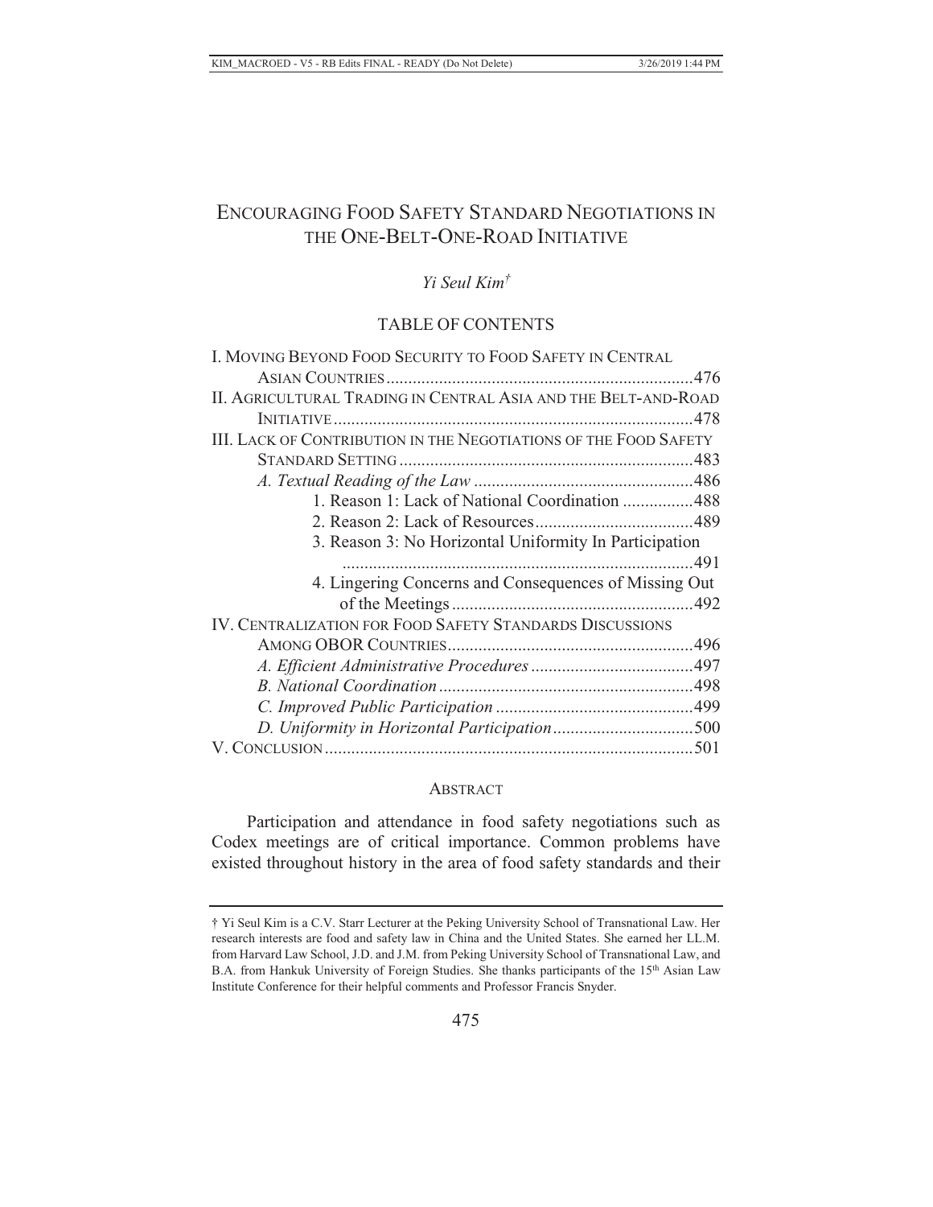# ENCOURAGING FOOD SAFETY STANDARD NEGOTIATIONS IN THE ONE-BELT-ONE-ROAD INITIATIVE

*Yi Seul Kim†*

## TABLE OF CONTENTS

I. MOVING BEYOND FOOD SECURITY TO FOOD SAFETY IN CENTRAL ASIAN COUNTRIES ....... 476
II. AGRICULTURAL TRADING IN CENTRAL ASIA AND THE BELT-AND-ROAD INITIATIVE ....... 478
III. LACK OF CONTRIBUTION IN THE NEGOTIATIONS OF THE FOOD SAFETY STANDARD SETTING ....... 483
- *A. Textual Reading of the Law* ....... 486
  - 1. Reason 1: Lack of National Coordination ....... 488
  - 2. Reason 2: Lack of Resources ....... 489
  - 3. Reason 3: No Horizontal Uniformity In Participation ....... 491
  - 4. Lingering Concerns and Consequences of Missing Out of the Meetings ....... 492

IV. CENTRALIZATION FOR FOOD SAFETY STANDARDS DISCUSSIONS AMONG OBOR COUNTRIES ....... 496
- *A. Efficient Administrative Procedures* ....... 497
- *B. National Coordination* ....... 498
- *C. Improved Public Participation* ....... 499
- *D. Uniformity in Horizontal Participation* ....... 500

V. CONCLUSION ....... 501

## ABSTRACT

Participation and attendance in food safety negotiations such as Codex meetings are of critical importance. Common problems have existed throughout history in the area of food safety standards and their

---

† Yi Seul Kim is a C.V. Starr Lecturer at the Peking University School of Transnational Law. Her research interests are food and safety law in China and the United States. She earned her LL.M. from Harvard Law School, J.D. and J.M. from Peking University School of Transnational Law, and B.A. from Hankuk University of Foreign Studies. She thanks participants of the 15th Asian Law Institute Conference for their helpful comments and Professor Francis Snyder.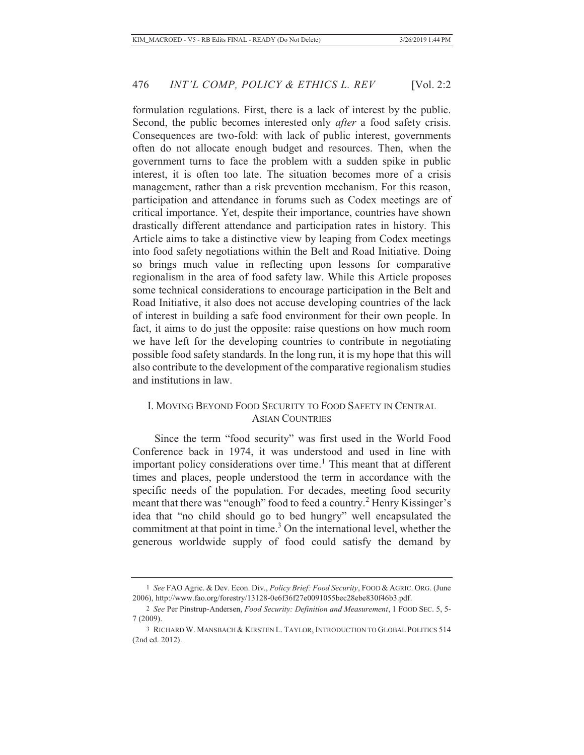formulation regulations. First, there is a lack of interest by the public. Second, the public becomes interested only *after* a food safety crisis. Consequences are two-fold: with lack of public interest, governments often do not allocate enough budget and resources. Then, when the government turns to face the problem with a sudden spike in public interest, it is often too late. The situation becomes more of a crisis management, rather than a risk prevention mechanism. For this reason, participation and attendance in forums such as Codex meetings are of critical importance. Yet, despite their importance, countries have shown drastically different attendance and participation rates in history. This Article aims to take a distinctive view by leaping from Codex meetings into food safety negotiations within the Belt and Road Initiative. Doing so brings much value in reflecting upon lessons for comparative regionalism in the area of food safety law. While this Article proposes some technical considerations to encourage participation in the Belt and Road Initiative, it also does not accuse developing countries of the lack of interest in building a safe food environment for their own people. In fact, it aims to do just the opposite: raise questions on how much room we have left for the developing countries to contribute in negotiating possible food safety standards. In the long run, it is my hope that this will also contribute to the development of the comparative regionalism studies and institutions in law.

## I. Moving Beyond Food Security to Food Safety in Central Asian Countries

Since the term "food security" was first used in the World Food Conference back in 1974, it was understood and used in line with important policy considerations over time.[1] This meant that at different times and places, people understood the term in accordance with the specific needs of the population. For decades, meeting food security meant that there was "enough" food to feed a country.[2] Henry Kissinger's idea that "no child should go to bed hungry" well encapsulated the commitment at that point in time.[3] On the international level, whether the generous worldwide supply of food could satisfy the demand by

---

1 *See* FAO Agric. & Dev. Econ. Div., *Policy Brief: Food Security*, FOOD & AGRIC. ORG. (June 2006), http://www.fao.org/forestry/13128-0e6f36f27e0091055bec28ebe830f46b3.pdf.

2 *See* Per Pinstrup-Andersen, *Food Security: Definition and Measurement*, 1 FOOD SEC. 5, 5-7 (2009).

3 RICHARD W. MANSBACH & KIRSTEN L. TAYLOR, INTRODUCTION TO GLOBAL POLITICS 514 (2nd ed. 2012).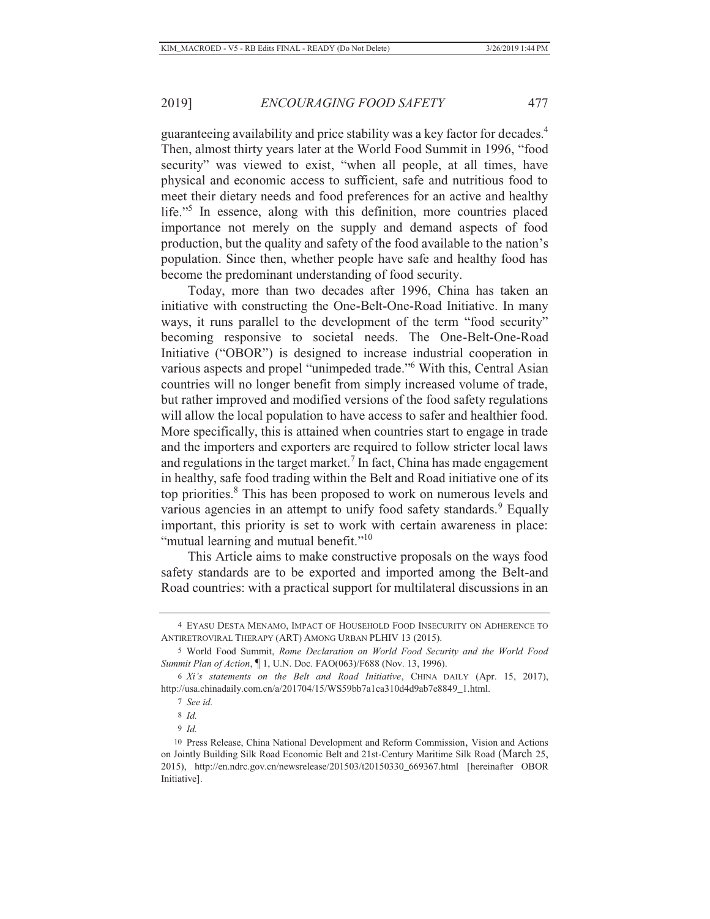guaranteeing availability and price stability was a key factor for decades.[4] Then, almost thirty years later at the World Food Summit in 1996, "food security" was viewed to exist, "when all people, at all times, have physical and economic access to sufficient, safe and nutritious food to meet their dietary needs and food preferences for an active and healthy life."[5] In essence, along with this definition, more countries placed importance not merely on the supply and demand aspects of food production, but the quality and safety of the food available to the nation's population. Since then, whether people have safe and healthy food has become the predominant understanding of food security.

Today, more than two decades after 1996, China has taken an initiative with constructing the One-Belt-One-Road Initiative. In many ways, it runs parallel to the development of the term "food security" becoming responsive to societal needs. The One-Belt-One-Road Initiative ("OBOR") is designed to increase industrial cooperation in various aspects and propel "unimpeded trade."[6] With this, Central Asian countries will no longer benefit from simply increased volume of trade, but rather improved and modified versions of the food safety regulations will allow the local population to have access to safer and healthier food. More specifically, this is attained when countries start to engage in trade and the importers and exporters are required to follow stricter local laws and regulations in the target market.[7] In fact, China has made engagement in healthy, safe food trading within the Belt and Road initiative one of its top priorities.[8] This has been proposed to work on numerous levels and various agencies in an attempt to unify food safety standards.[9] Equally important, this priority is set to work with certain awareness in place: "mutual learning and mutual benefit."[10]

This Article aims to make constructive proposals on the ways food safety standards are to be exported and imported among the Belt-and Road countries: with a practical support for multilateral discussions in an

---

4 EYASU DESTA MENAMO, IMPACT OF HOUSEHOLD FOOD INSECURITY ON ADHERENCE TO ANTIRETROVIRAL THERAPY (ART) AMONG URBAN PLHIV 13 (2015).

5 World Food Summit, *Rome Declaration on World Food Security and the World Food Summit Plan of Action*, ¶ 1, U.N. Doc. FAO(063)/F688 (Nov. 13, 1996).

6 *Xi's statements on the Belt and Road Initiative*, CHINA DAILY (Apr. 15, 2017), http://usa.chinadaily.com.cn/a/201704/15/WS59bb7a1ca310d4d9ab7e8849_1.html.

7 *See id.*

8 *Id.*

9 *Id.*

10 Press Release, China National Development and Reform Commission, Vision and Actions on Jointly Building Silk Road Economic Belt and 21st-Century Maritime Silk Road (March 25, 2015), http://en.ndrc.gov.cn/newsrelease/201503/t20150330_669367.html [hereinafter OBOR Initiative].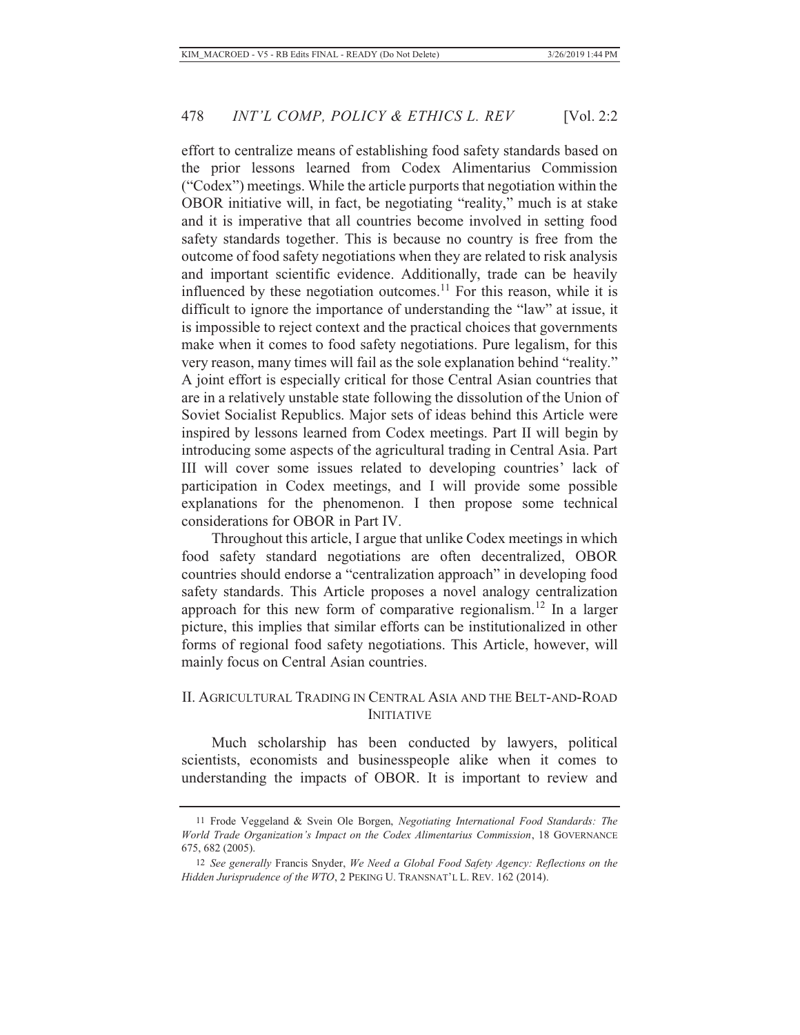effort to centralize means of establishing food safety standards based on the prior lessons learned from Codex Alimentarius Commission ("Codex") meetings. While the article purports that negotiation within the OBOR initiative will, in fact, be negotiating "reality," much is at stake and it is imperative that all countries become involved in setting food safety standards together. This is because no country is free from the outcome of food safety negotiations when they are related to risk analysis and important scientific evidence. Additionally, trade can be heavily influenced by these negotiation outcomes.[11] For this reason, while it is difficult to ignore the importance of understanding the "law" at issue, it is impossible to reject context and the practical choices that governments make when it comes to food safety negotiations. Pure legalism, for this very reason, many times will fail as the sole explanation behind "reality." A joint effort is especially critical for those Central Asian countries that are in a relatively unstable state following the dissolution of the Union of Soviet Socialist Republics. Major sets of ideas behind this Article were inspired by lessons learned from Codex meetings. Part II will begin by introducing some aspects of the agricultural trading in Central Asia. Part III will cover some issues related to developing countries' lack of participation in Codex meetings, and I will provide some possible explanations for the phenomenon. I then propose some technical considerations for OBOR in Part IV.

Throughout this article, I argue that unlike Codex meetings in which food safety standard negotiations are often decentralized, OBOR countries should endorse a "centralization approach" in developing food safety standards. This Article proposes a novel analogy centralization approach for this new form of comparative regionalism.[12] In a larger picture, this implies that similar efforts can be institutionalized in other forms of regional food safety negotiations. This Article, however, will mainly focus on Central Asian countries.

## II. Agricultural Trading in Central Asia and the Belt-and-Road Initiative

Much scholarship has been conducted by lawyers, political scientists, economists and businesspeople alike when it comes to understanding the impacts of OBOR. It is important to review and

---

11 Frode Veggeland & Svein Ole Borgen, *Negotiating International Food Standards: The World Trade Organization's Impact on the Codex Alimentarius Commission*, 18 Governance 675, 682 (2005).

12 *See generally* Francis Snyder, *We Need a Global Food Safety Agency: Reflections on the Hidden Jurisprudence of the WTO*, 2 Peking U. Transnat'l L. Rev. 162 (2014).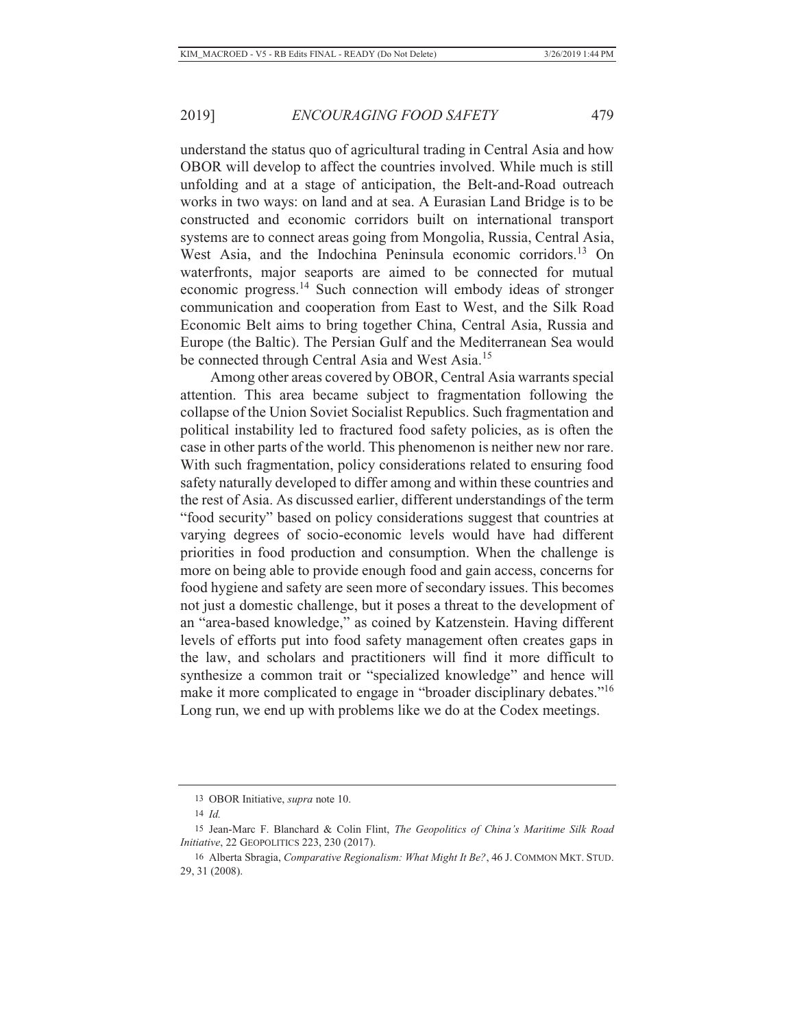understand the status quo of agricultural trading in Central Asia and how OBOR will develop to affect the countries involved. While much is still unfolding and at a stage of anticipation, the Belt-and-Road outreach works in two ways: on land and at sea. A Eurasian Land Bridge is to be constructed and economic corridors built on international transport systems are to connect areas going from Mongolia, Russia, Central Asia, West Asia, and the Indochina Peninsula economic corridors.[13] On waterfronts, major seaports are aimed to be connected for mutual economic progress.[14] Such connection will embody ideas of stronger communication and cooperation from East to West, and the Silk Road Economic Belt aims to bring together China, Central Asia, Russia and Europe (the Baltic). The Persian Gulf and the Mediterranean Sea would be connected through Central Asia and West Asia.[15]

Among other areas covered by OBOR, Central Asia warrants special attention. This area became subject to fragmentation following the collapse of the Union Soviet Socialist Republics. Such fragmentation and political instability led to fractured food safety policies, as is often the case in other parts of the world. This phenomenon is neither new nor rare. With such fragmentation, policy considerations related to ensuring food safety naturally developed to differ among and within these countries and the rest of Asia. As discussed earlier, different understandings of the term "food security" based on policy considerations suggest that countries at varying degrees of socio-economic levels would have had different priorities in food production and consumption. When the challenge is more on being able to provide enough food and gain access, concerns for food hygiene and safety are seen more of secondary issues. This becomes not just a domestic challenge, but it poses a threat to the development of an "area-based knowledge," as coined by Katzenstein. Having different levels of efforts put into food safety management often creates gaps in the law, and scholars and practitioners will find it more difficult to synthesize a common trait or "specialized knowledge" and hence will make it more complicated to engage in "broader disciplinary debates."[16] Long run, we end up with problems like we do at the Codex meetings.

---

13 OBOR Initiative, *supra* note 10.

14 *Id.*

15 Jean-Marc F. Blanchard & Colin Flint, *The Geopolitics of China's Maritime Silk Road Initiative*, 22 GEOPOLITICS 223, 230 (2017).

16 Alberta Sbragia, *Comparative Regionalism: What Might It Be?*, 46 J. COMMON MKT. STUD. 29, 31 (2008).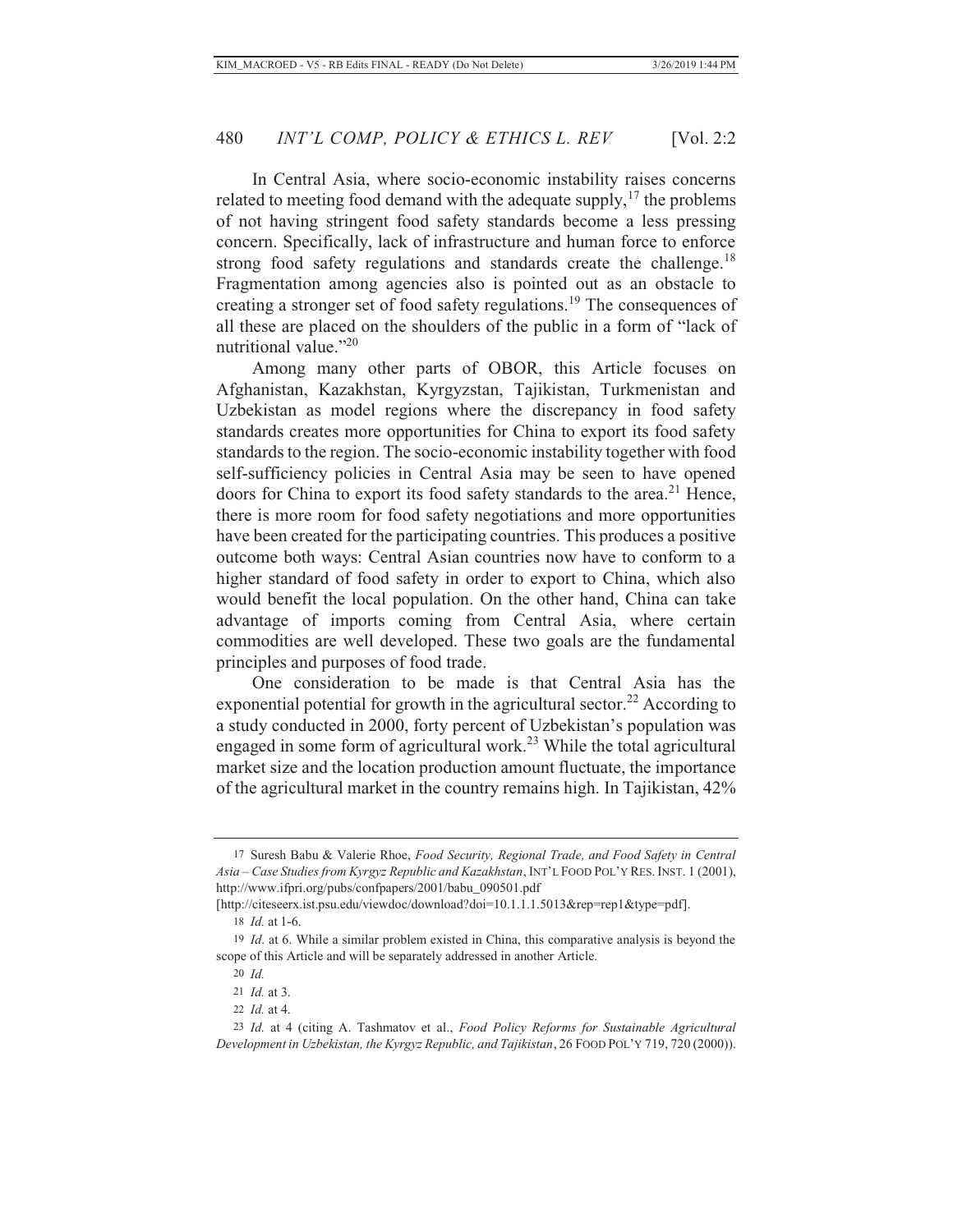In Central Asia, where socio-economic instability raises concerns related to meeting food demand with the adequate supply,[17] the problems of not having stringent food safety standards become a less pressing concern. Specifically, lack of infrastructure and human force to enforce strong food safety regulations and standards create the challenge.[18] Fragmentation among agencies also is pointed out as an obstacle to creating a stronger set of food safety regulations.[19] The consequences of all these are placed on the shoulders of the public in a form of "lack of nutritional value."[20]

Among many other parts of OBOR, this Article focuses on Afghanistan, Kazakhstan, Kyrgyzstan, Tajikistan, Turkmenistan and Uzbekistan as model regions where the discrepancy in food safety standards creates more opportunities for China to export its food safety standards to the region. The socio-economic instability together with food self-sufficiency policies in Central Asia may be seen to have opened doors for China to export its food safety standards to the area.[21] Hence, there is more room for food safety negotiations and more opportunities have been created for the participating countries. This produces a positive outcome both ways: Central Asian countries now have to conform to a higher standard of food safety in order to export to China, which also would benefit the local population. On the other hand, China can take advantage of imports coming from Central Asia, where certain commodities are well developed. These two goals are the fundamental principles and purposes of food trade.

One consideration to be made is that Central Asia has the exponential potential for growth in the agricultural sector.[22] According to a study conducted in 2000, forty percent of Uzbekistan's population was engaged in some form of agricultural work.[23] While the total agricultural market size and the location production amount fluctuate, the importance of the agricultural market in the country remains high. In Tajikistan, 42%

---

17 Suresh Babu & Valerie Rhoe, *Food Security, Regional Trade, and Food Safety in Central Asia – Case Studies from Kyrgyz Republic and Kazakhstan*, INT'L FOOD POL'Y RES. INST. 1 (2001), http://www.ifpri.org/pubs/confpapers/2001/babu_090501.pdf [http://citeseerx.ist.psu.edu/viewdoc/download?doi=10.1.1.1.5013&rep=rep1&type=pdf].

18 *Id.* at 1-6.

19 *Id.* at 6. While a similar problem existed in China, this comparative analysis is beyond the scope of this Article and will be separately addressed in another Article.

20 *Id.*

21 *Id.* at 3.

22 *Id.* at 4.

23 *Id.* at 4 (citing A. Tashmatov et al., *Food Policy Reforms for Sustainable Agricultural Development in Uzbekistan, the Kyrgyz Republic, and Tajikistan*, 26 FOOD POL'Y 719, 720 (2000)).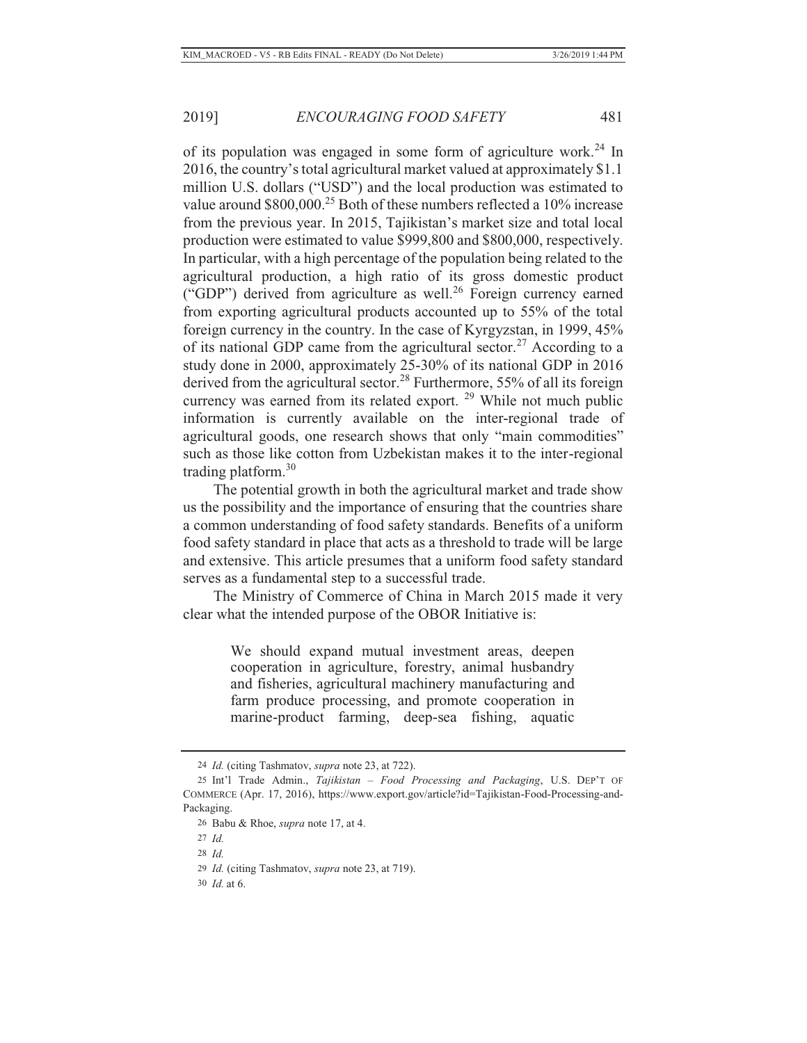of its population was engaged in some form of agriculture work.[24] In 2016, the country's total agricultural market valued at approximately $1.1 million U.S. dollars ("USD") and the local production was estimated to value around $800,000.[25] Both of these numbers reflected a 10% increase from the previous year. In 2015, Tajikistan's market size and total local production were estimated to value $999,800 and $800,000, respectively. In particular, with a high percentage of the population being related to the agricultural production, a high ratio of its gross domestic product ("GDP") derived from agriculture as well.[26] Foreign currency earned from exporting agricultural products accounted up to 55% of the total foreign currency in the country. In the case of Kyrgyzstan, in 1999, 45% of its national GDP came from the agricultural sector.[27] According to a study done in 2000, approximately 25-30% of its national GDP in 2016 derived from the agricultural sector.[28] Furthermore, 55% of all its foreign currency was earned from its related export.[29] While not much public information is currently available on the inter-regional trade of agricultural goods, one research shows that only "main commodities" such as those like cotton from Uzbekistan makes it to the inter-regional trading platform.[30]

The potential growth in both the agricultural market and trade show us the possibility and the importance of ensuring that the countries share a common understanding of food safety standards. Benefits of a uniform food safety standard in place that acts as a threshold to trade will be large and extensive. This article presumes that a uniform food safety standard serves as a fundamental step to a successful trade.

The Ministry of Commerce of China in March 2015 made it very clear what the intended purpose of the OBOR Initiative is:

> We should expand mutual investment areas, deepen cooperation in agriculture, forestry, animal husbandry and fisheries, agricultural machinery manufacturing and farm produce processing, and promote cooperation in marine-product farming, deep-sea fishing, aquatic

---

24 *Id.* (citing Tashmatov, *supra* note 23, at 722).

25 Int'l Trade Admin., *Tajikistan – Food Processing and Packaging*, U.S. DEP'T OF COMMERCE (Apr. 17, 2016), https://www.export.gov/article?id=Tajikistan-Food-Processing-and-Packaging.

26 Babu & Rhoe, *supra* note 17, at 4.

27 *Id.*

28 *Id.*

29 *Id.* (citing Tashmatov, *supra* note 23, at 719).

30 *Id.* at 6.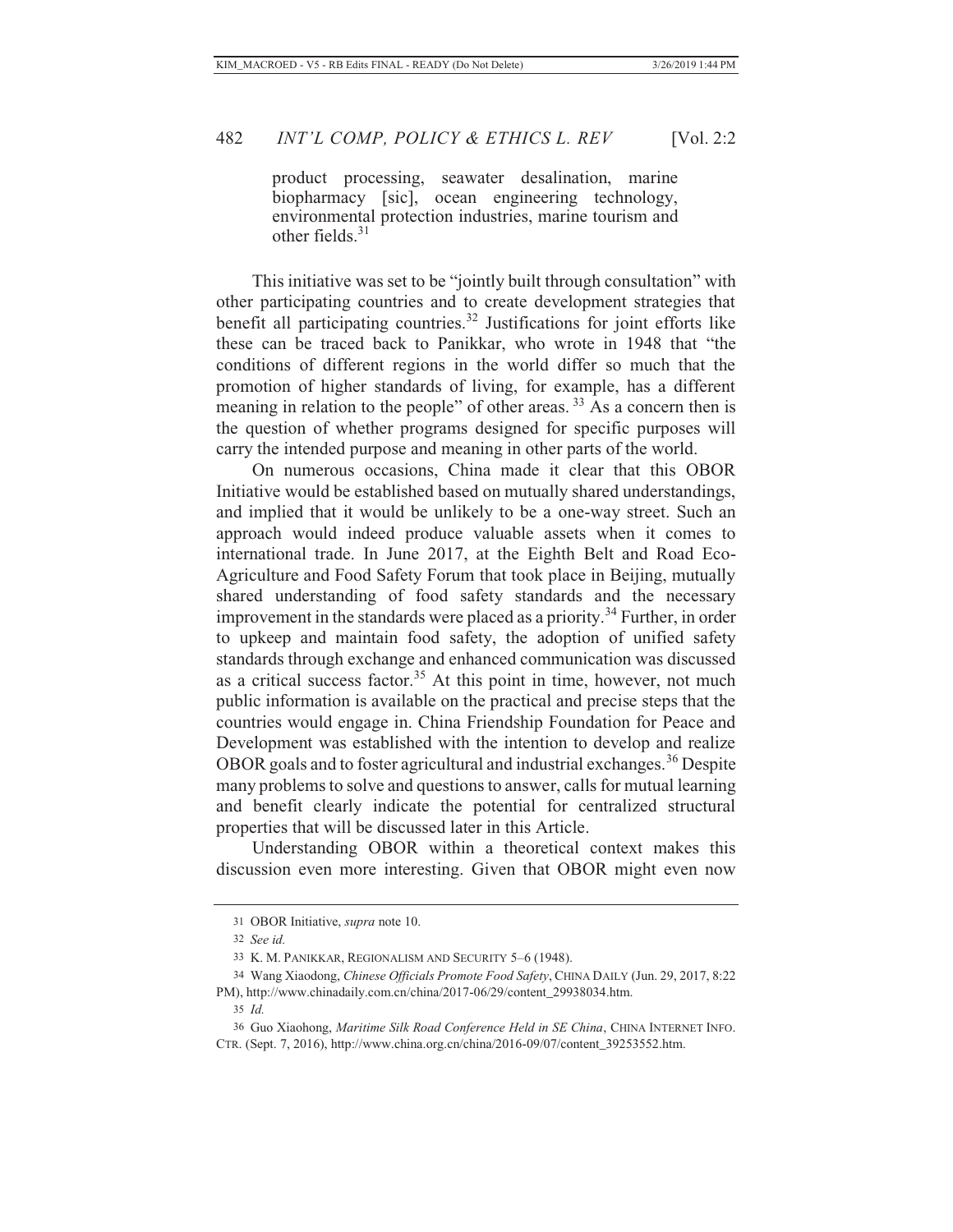> product processing, seawater desalination, marine biopharmacy [sic], ocean engineering technology, environmental protection industries, marine tourism and other fields.[31]

This initiative was set to be "jointly built through consultation" with other participating countries and to create development strategies that benefit all participating countries.[32] Justifications for joint efforts like these can be traced back to Panikkar, who wrote in 1948 that "the conditions of different regions in the world differ so much that the promotion of higher standards of living, for example, has a different meaning in relation to the people" of other areas.[33] As a concern then is the question of whether programs designed for specific purposes will carry the intended purpose and meaning in other parts of the world.

On numerous occasions, China made it clear that this OBOR Initiative would be established based on mutually shared understandings, and implied that it would be unlikely to be a one-way street. Such an approach would indeed produce valuable assets when it comes to international trade. In June 2017, at the Eighth Belt and Road Eco-Agriculture and Food Safety Forum that took place in Beijing, mutually shared understanding of food safety standards and the necessary improvement in the standards were placed as a priority.[34] Further, in order to upkeep and maintain food safety, the adoption of unified safety standards through exchange and enhanced communication was discussed as a critical success factor.[35] At this point in time, however, not much public information is available on the practical and precise steps that the countries would engage in. China Friendship Foundation for Peace and Development was established with the intention to develop and realize OBOR goals and to foster agricultural and industrial exchanges.[36] Despite many problems to solve and questions to answer, calls for mutual learning and benefit clearly indicate the potential for centralized structural properties that will be discussed later in this Article.

Understanding OBOR within a theoretical context makes this discussion even more interesting. Given that OBOR might even now

---

31 OBOR Initiative, *supra* note 10.

32 *See id.*

33 K. M. PANIKKAR, REGIONALISM AND SECURITY 5–6 (1948).

34 Wang Xiaodong, *Chinese Officials Promote Food Safety*, CHINA DAILY (Jun. 29, 2017, 8:22 PM), http://www.chinadaily.com.cn/china/2017-06/29/content_29938034.htm.

35 *Id.*

36 Guo Xiaohong, *Maritime Silk Road Conference Held in SE China*, CHINA INTERNET INFO. CTR. (Sept. 7, 2016), http://www.china.org.cn/china/2016-09/07/content_39253552.htm.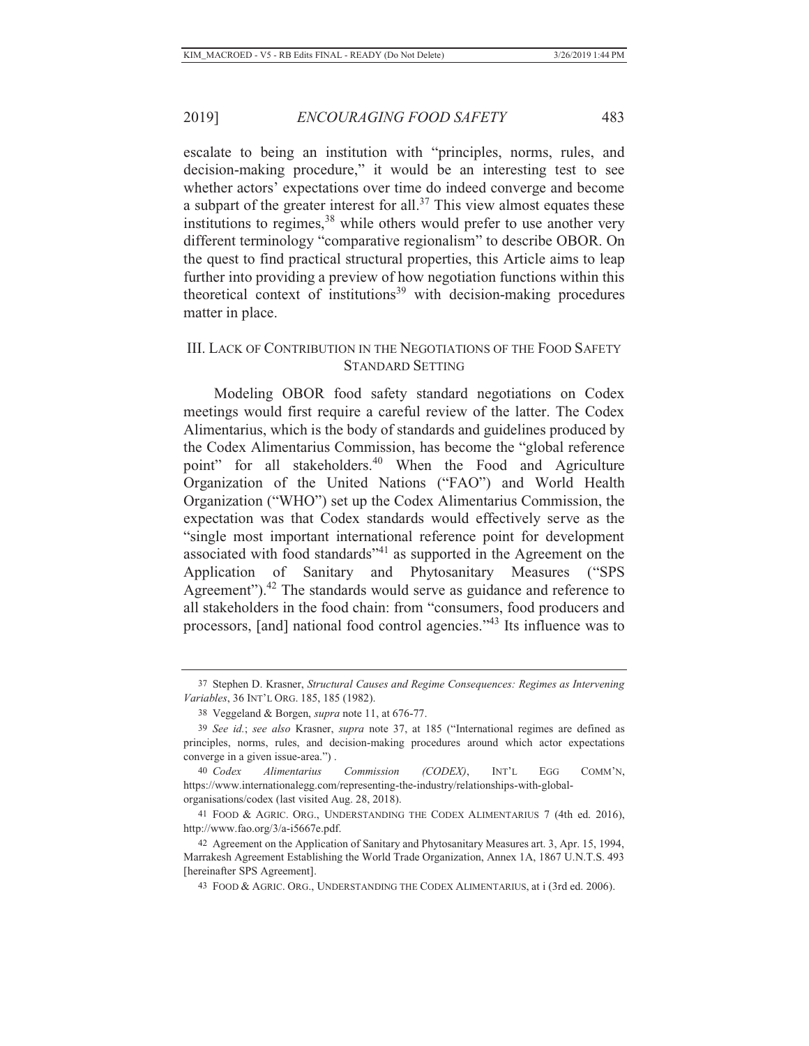escalate to being an institution with "principles, norms, rules, and decision-making procedure," it would be an interesting test to see whether actors' expectations over time do indeed converge and become a subpart of the greater interest for all.[37] This view almost equates these institutions to regimes,[38] while others would prefer to use another very different terminology "comparative regionalism" to describe OBOR. On the quest to find practical structural properties, this Article aims to leap further into providing a preview of how negotiation functions within this theoretical context of institutions[39] with decision-making procedures matter in place.

## III. Lack of Contribution in the Negotiations of the Food Safety Standard Setting

Modeling OBOR food safety standard negotiations on Codex meetings would first require a careful review of the latter. The Codex Alimentarius, which is the body of standards and guidelines produced by the Codex Alimentarius Commission, has become the "global reference point" for all stakeholders.[40] When the Food and Agriculture Organization of the United Nations ("FAO") and World Health Organization ("WHO") set up the Codex Alimentarius Commission, the expectation was that Codex standards would effectively serve as the "single most important international reference point for development associated with food standards"[41] as supported in the Agreement on the Application of Sanitary and Phytosanitary Measures ("SPS Agreement").[42] The standards would serve as guidance and reference to all stakeholders in the food chain: from "consumers, food producers and processors, [and] national food control agencies."[43] Its influence was to

---

37 Stephen D. Krasner, *Structural Causes and Regime Consequences: Regimes as Intervening Variables*, 36 INT'L ORG. 185, 185 (1982).

38 Veggeland & Borgen, *supra* note 11, at 676-77.

39 *See id.*; *see also* Krasner, *supra* note 37, at 185 ("International regimes are defined as principles, norms, rules, and decision-making procedures around which actor expectations converge in a given issue-area.") .

40 *Codex Alimentarius Commission (CODEX)*, INT'L EGG COMM'N, https://www.internationalegg.com/representing-the-industry/relationships-with-global-organisations/codex (last visited Aug. 28, 2018).

41 FOOD & AGRIC. ORG., UNDERSTANDING THE CODEX ALIMENTARIUS 7 (4th ed. 2016), http://www.fao.org/3/a-i5667e.pdf.

42 Agreement on the Application of Sanitary and Phytosanitary Measures art. 3, Apr. 15, 1994, Marrakesh Agreement Establishing the World Trade Organization, Annex 1A, 1867 U.N.T.S. 493 [hereinafter SPS Agreement].

43 FOOD & AGRIC. ORG., UNDERSTANDING THE CODEX ALIMENTARIUS, at i (3rd ed. 2006).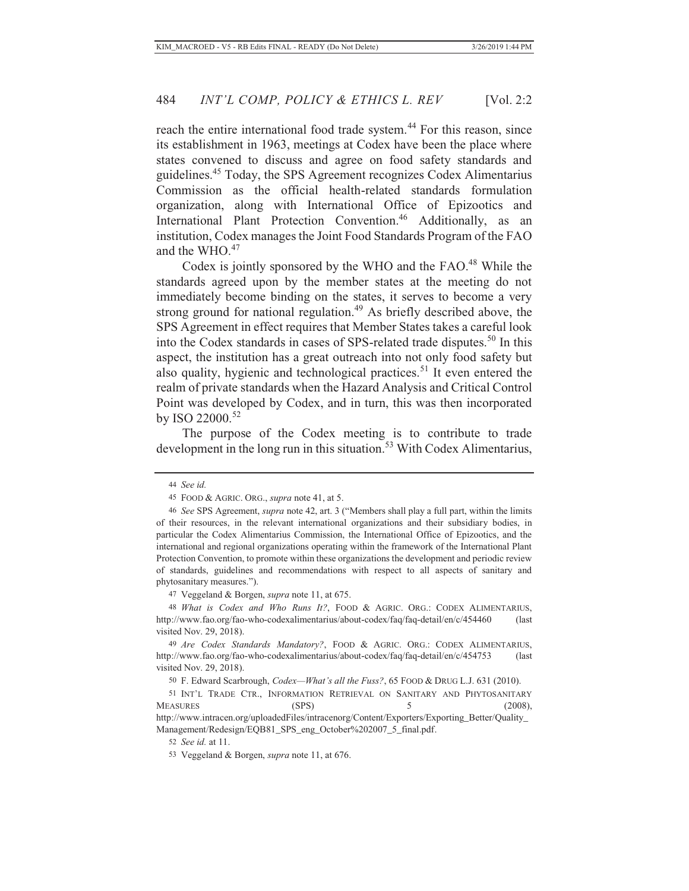reach the entire international food trade system.[44] For this reason, since its establishment in 1963, meetings at Codex have been the place where states convened to discuss and agree on food safety standards and guidelines.[45] Today, the SPS Agreement recognizes Codex Alimentarius Commission as the official health-related standards formulation organization, along with International Office of Epizootics and International Plant Protection Convention.[46] Additionally, as an institution, Codex manages the Joint Food Standards Program of the FAO and the WHO.[47]

Codex is jointly sponsored by the WHO and the FAO.[48] While the standards agreed upon by the member states at the meeting do not immediately become binding on the states, it serves to become a very strong ground for national regulation.[49] As briefly described above, the SPS Agreement in effect requires that Member States takes a careful look into the Codex standards in cases of SPS-related trade disputes.[50] In this aspect, the institution has a great outreach into not only food safety but also quality, hygienic and technological practices.[51] It even entered the realm of private standards when the Hazard Analysis and Critical Control Point was developed by Codex, and in turn, this was then incorporated by ISO 22000.[52]

The purpose of the Codex meeting is to contribute to trade development in the long run in this situation.[53] With Codex Alimentarius,

---

44 *See id.*

45 FOOD & AGRIC. ORG., *supra* note 41, at 5.

46 *See* SPS Agreement, *supra* note 42, art. 3 ("Members shall play a full part, within the limits of their resources, in the relevant international organizations and their subsidiary bodies, in particular the Codex Alimentarius Commission, the International Office of Epizootics, and the international and regional organizations operating within the framework of the International Plant Protection Convention, to promote within these organizations the development and periodic review of standards, guidelines and recommendations with respect to all aspects of sanitary and phytosanitary measures.").

47 Veggeland & Borgen, *supra* note 11, at 675.

48 *What is Codex and Who Runs It?*, FOOD & AGRIC. ORG.: CODEX ALIMENTARIUS, http://www.fao.org/fao-who-codexalimentarius/about-codex/faq/faq-detail/en/c/454460 (last visited Nov. 29, 2018).

49 *Are Codex Standards Mandatory?*, FOOD & AGRIC. ORG.: CODEX ALIMENTARIUS, http://www.fao.org/fao-who-codexalimentarius/about-codex/faq/faq-detail/en/c/454753 (last visited Nov. 29, 2018).

50 F. Edward Scarbrough, *Codex—What's all the Fuss?*, 65 FOOD & DRUG L.J. 631 (2010).

51 INT'L TRADE CTR., INFORMATION RETRIEVAL ON SANITARY AND PHYTOSANITARY MEASURES (SPS) 5 (2008), http://www.intracen.org/uploadedFiles/intracenorg/Content/Exporters/Exporting_Better/Quality_Management/Redesign/EQB81_SPS_eng_October%202007_5_final.pdf.

52 *See id.* at 11.

53 Veggeland & Borgen, *supra* note 11, at 676.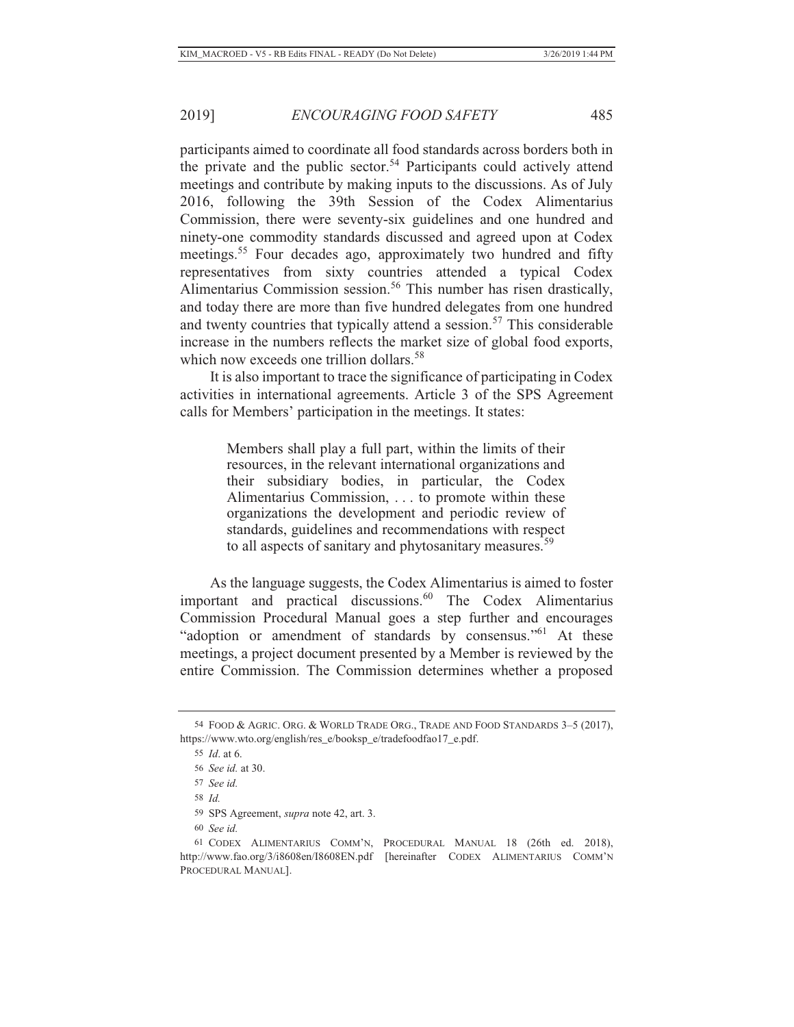participants aimed to coordinate all food standards across borders both in the private and the public sector.[54] Participants could actively attend meetings and contribute by making inputs to the discussions. As of July 2016, following the 39th Session of the Codex Alimentarius Commission, there were seventy-six guidelines and one hundred and ninety-one commodity standards discussed and agreed upon at Codex meetings.[55] Four decades ago, approximately two hundred and fifty representatives from sixty countries attended a typical Codex Alimentarius Commission session.[56] This number has risen drastically, and today there are more than five hundred delegates from one hundred and twenty countries that typically attend a session.[57] This considerable increase in the numbers reflects the market size of global food exports, which now exceeds one trillion dollars.[58]

It is also important to trace the significance of participating in Codex activities in international agreements. Article 3 of the SPS Agreement calls for Members' participation in the meetings. It states:

> Members shall play a full part, within the limits of their resources, in the relevant international organizations and their subsidiary bodies, in particular, the Codex Alimentarius Commission, . . . to promote within these organizations the development and periodic review of standards, guidelines and recommendations with respect to all aspects of sanitary and phytosanitary measures.[59]

As the language suggests, the Codex Alimentarius is aimed to foster important and practical discussions.[60] The Codex Alimentarius Commission Procedural Manual goes a step further and encourages "adoption or amendment of standards by consensus."[61] At these meetings, a project document presented by a Member is reviewed by the entire Commission. The Commission determines whether a proposed

---

54 FOOD & AGRIC. ORG. & WORLD TRADE ORG., TRADE AND FOOD STANDARDS 3–5 (2017), https://www.wto.org/english/res_e/booksp_e/tradefoodfao17_e.pdf.

55 *Id*. at 6.

56 *See id.* at 30.

57 *See id.*

58 *Id.*

59 SPS Agreement, *supra* note 42, art. 3.

60 *See id.*

61 CODEX ALIMENTARIUS COMM'N, PROCEDURAL MANUAL 18 (26th ed. 2018), http://www.fao.org/3/i8608en/I8608EN.pdf [hereinafter CODEX ALIMENTARIUS COMM'N PROCEDURAL MANUAL].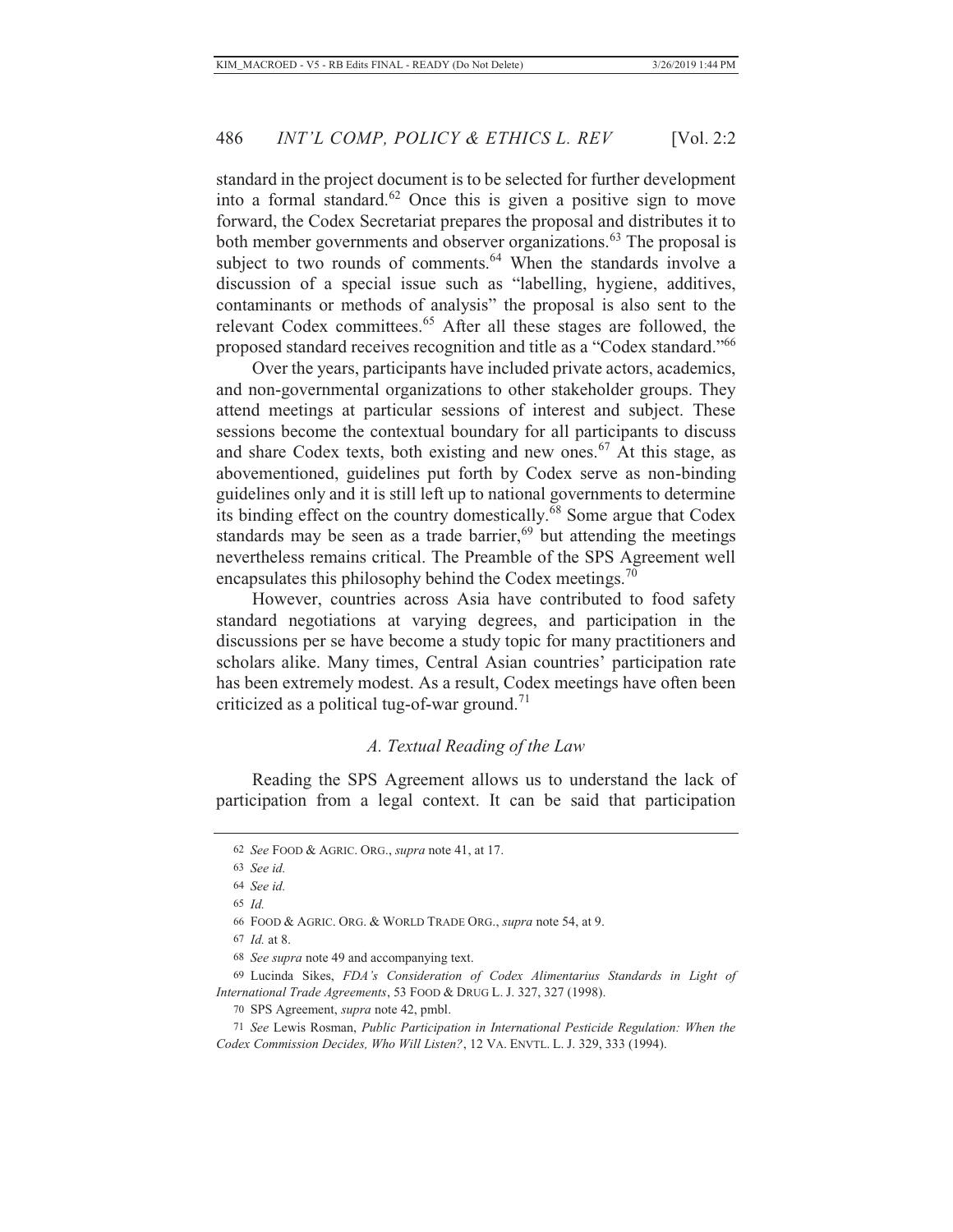standard in the project document is to be selected for further development into a formal standard.[62] Once this is given a positive sign to move forward, the Codex Secretariat prepares the proposal and distributes it to both member governments and observer organizations.[63] The proposal is subject to two rounds of comments.[64] When the standards involve a discussion of a special issue such as "labelling, hygiene, additives, contaminants or methods of analysis" the proposal is also sent to the relevant Codex committees.[65] After all these stages are followed, the proposed standard receives recognition and title as a "Codex standard."[66]

Over the years, participants have included private actors, academics, and non-governmental organizations to other stakeholder groups. They attend meetings at particular sessions of interest and subject. These sessions become the contextual boundary for all participants to discuss and share Codex texts, both existing and new ones.[67] At this stage, as abovementioned, guidelines put forth by Codex serve as non-binding guidelines only and it is still left up to national governments to determine its binding effect on the country domestically.[68] Some argue that Codex standards may be seen as a trade barrier,[69] but attending the meetings nevertheless remains critical. The Preamble of the SPS Agreement well encapsulates this philosophy behind the Codex meetings.[70]

However, countries across Asia have contributed to food safety standard negotiations at varying degrees, and participation in the discussions per se have become a study topic for many practitioners and scholars alike. Many times, Central Asian countries' participation rate has been extremely modest. As a result, Codex meetings have often been criticized as a political tug-of-war ground.[71]

### *A. Textual Reading of the Law*

Reading the SPS Agreement allows us to understand the lack of participation from a legal context. It can be said that participation

---

62 *See* FOOD & AGRIC. ORG., *supra* note 41, at 17.

63 *See id.*

64 *See id.*

65 *Id.*

66 FOOD & AGRIC. ORG. & WORLD TRADE ORG., *supra* note 54, at 9.

67 *Id.* at 8.

68 *See supra* note 49 and accompanying text.

69 Lucinda Sikes, *FDA's Consideration of Codex Alimentarius Standards in Light of International Trade Agreements*, 53 FOOD & DRUG L. J. 327, 327 (1998).

70 SPS Agreement, *supra* note 42, pmbl.

71 *See* Lewis Rosman, *Public Participation in International Pesticide Regulation: When the Codex Commission Decides, Who Will Listen?*, 12 VA. ENVTL. L. J. 329, 333 (1994).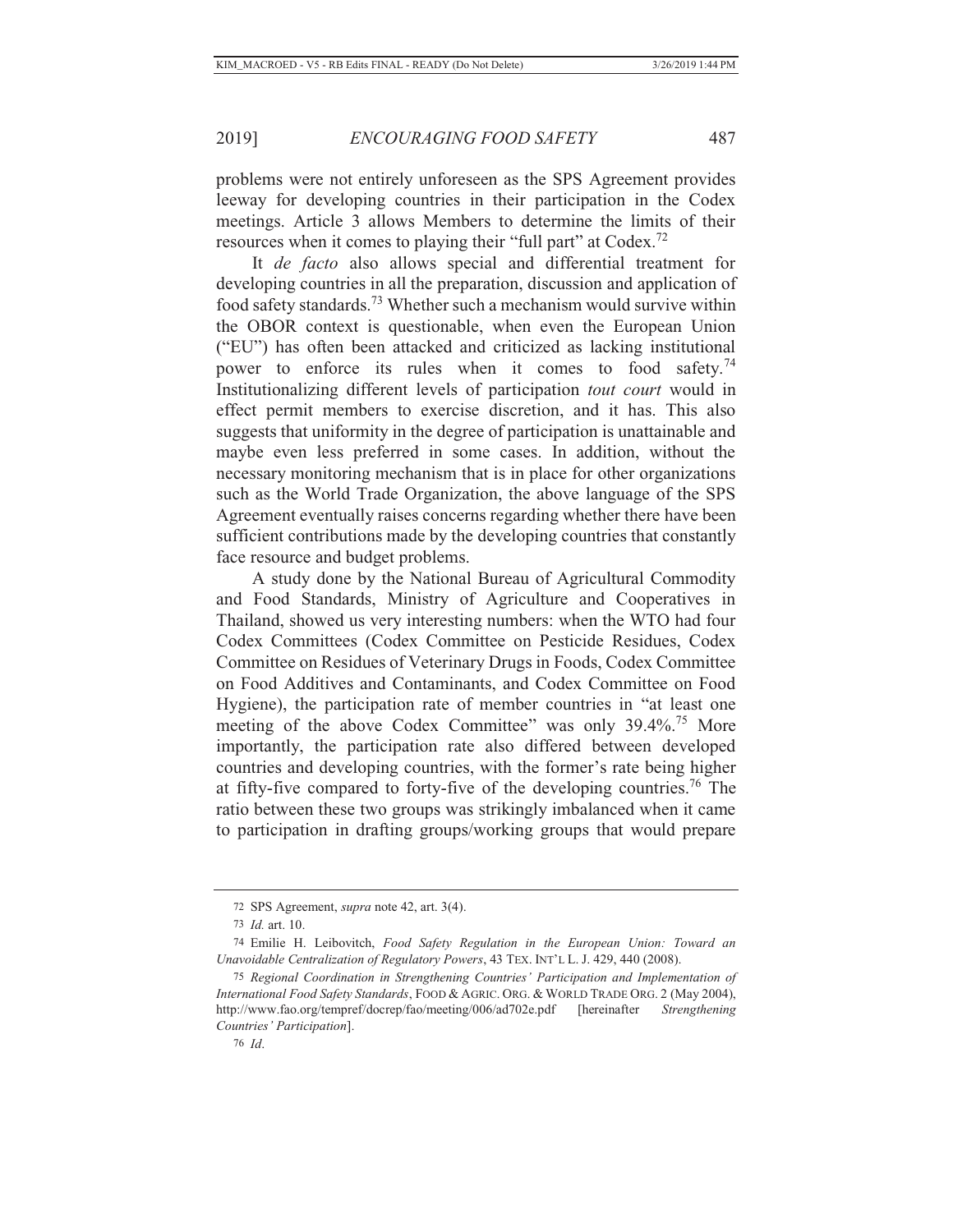problems were not entirely unforeseen as the SPS Agreement provides leeway for developing countries in their participation in the Codex meetings. Article 3 allows Members to determine the limits of their resources when it comes to playing their "full part" at Codex.[72]

It *de facto* also allows special and differential treatment for developing countries in all the preparation, discussion and application of food safety standards.[73] Whether such a mechanism would survive within the OBOR context is questionable, when even the European Union ("EU") has often been attacked and criticized as lacking institutional power to enforce its rules when it comes to food safety.[74] Institutionalizing different levels of participation *tout court* would in effect permit members to exercise discretion, and it has. This also suggests that uniformity in the degree of participation is unattainable and maybe even less preferred in some cases. In addition, without the necessary monitoring mechanism that is in place for other organizations such as the World Trade Organization, the above language of the SPS Agreement eventually raises concerns regarding whether there have been sufficient contributions made by the developing countries that constantly face resource and budget problems.

A study done by the National Bureau of Agricultural Commodity and Food Standards, Ministry of Agriculture and Cooperatives in Thailand, showed us very interesting numbers: when the WTO had four Codex Committees (Codex Committee on Pesticide Residues, Codex Committee on Residues of Veterinary Drugs in Foods, Codex Committee on Food Additives and Contaminants, and Codex Committee on Food Hygiene), the participation rate of member countries in "at least one meeting of the above Codex Committee" was only 39.4%.[75] More importantly, the participation rate also differed between developed countries and developing countries, with the former's rate being higher at fifty-five compared to forty-five of the developing countries.[76] The ratio between these two groups was strikingly imbalanced when it came to participation in drafting groups/working groups that would prepare

---

72 SPS Agreement, *supra* note 42, art. 3(4).

73 *Id.* art. 10.

74 Emilie H. Leibovitch, *Food Safety Regulation in the European Union: Toward an Unavoidable Centralization of Regulatory Powers*, 43 TEX. INT'L L. J. 429, 440 (2008).

75 *Regional Coordination in Strengthening Countries' Participation and Implementation of International Food Safety Standards*, FOOD & AGRIC. ORG. & WORLD TRADE ORG. 2 (May 2004), http://www.fao.org/tempref/docrep/fao/meeting/006/ad702e.pdf [hereinafter *Strengthening Countries' Participation*].

76 *Id*.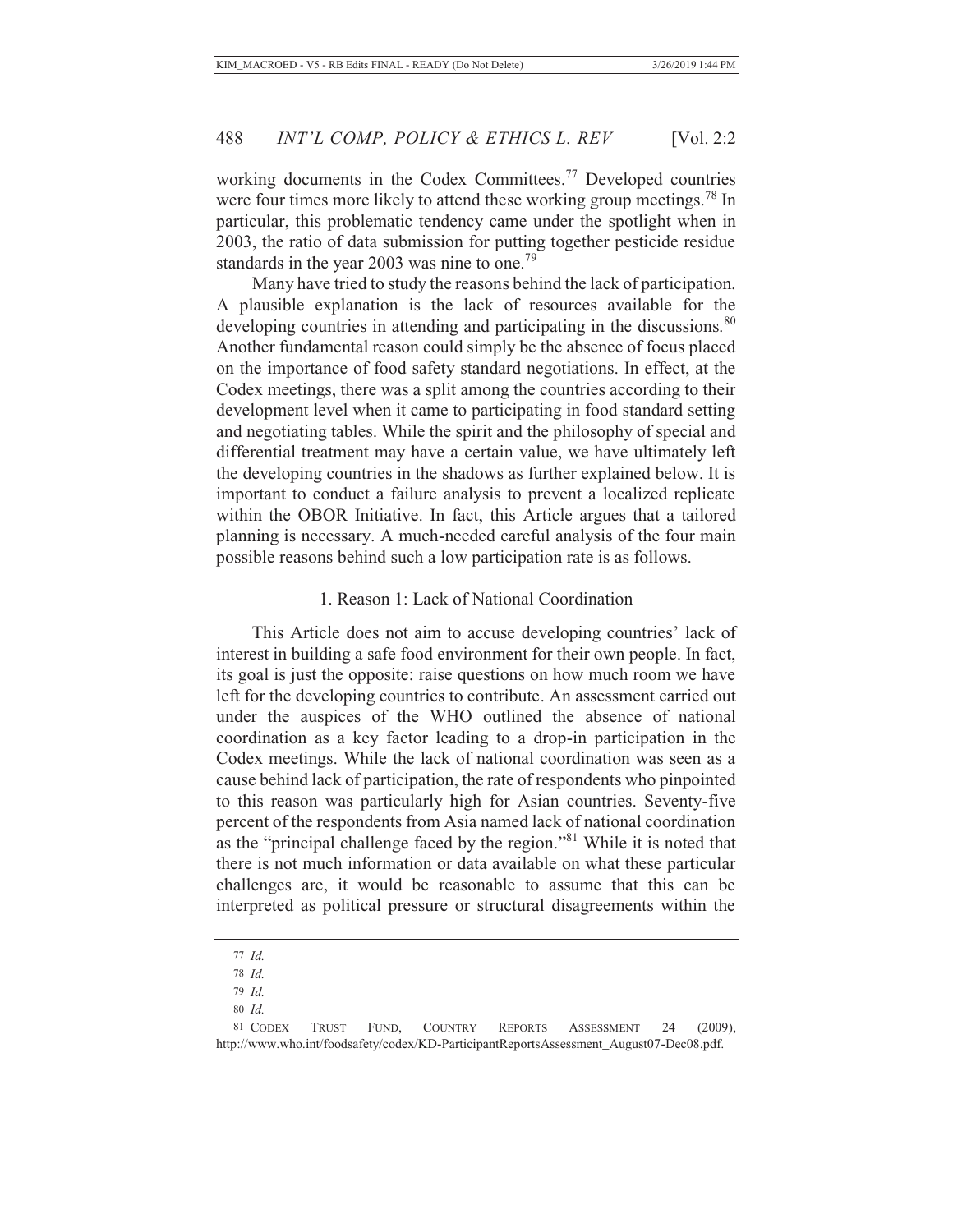working documents in the Codex Committees.[77] Developed countries were four times more likely to attend these working group meetings.[78] In particular, this problematic tendency came under the spotlight when in 2003, the ratio of data submission for putting together pesticide residue standards in the year 2003 was nine to one.[79]

Many have tried to study the reasons behind the lack of participation. A plausible explanation is the lack of resources available for the developing countries in attending and participating in the discussions.[80] Another fundamental reason could simply be the absence of focus placed on the importance of food safety standard negotiations. In effect, at the Codex meetings, there was a split among the countries according to their development level when it came to participating in food standard setting and negotiating tables. While the spirit and the philosophy of special and differential treatment may have a certain value, we have ultimately left the developing countries in the shadows as further explained below. It is important to conduct a failure analysis to prevent a localized replicate within the OBOR Initiative. In fact, this Article argues that a tailored planning is necessary. A much-needed careful analysis of the four main possible reasons behind such a low participation rate is as follows.

### 1. Reason 1: Lack of National Coordination

This Article does not aim to accuse developing countries' lack of interest in building a safe food environment for their own people. In fact, its goal is just the opposite: raise questions on how much room we have left for the developing countries to contribute. An assessment carried out under the auspices of the WHO outlined the absence of national coordination as a key factor leading to a drop-in participation in the Codex meetings. While the lack of national coordination was seen as a cause behind lack of participation, the rate of respondents who pinpointed to this reason was particularly high for Asian countries. Seventy-five percent of the respondents from Asia named lack of national coordination as the "principal challenge faced by the region."[81] While it is noted that there is not much information or data available on what these particular challenges are, it would be reasonable to assume that this can be interpreted as political pressure or structural disagreements within the

---

77 *Id.*

78 *Id.*

79 *Id.*

80 *Id.*

81 CODEX TRUST FUND, COUNTRY REPORTS ASSESSMENT 24 (2009), http://www.who.int/foodsafety/codex/KD-ParticipantReportsAssessment_August07-Dec08.pdf.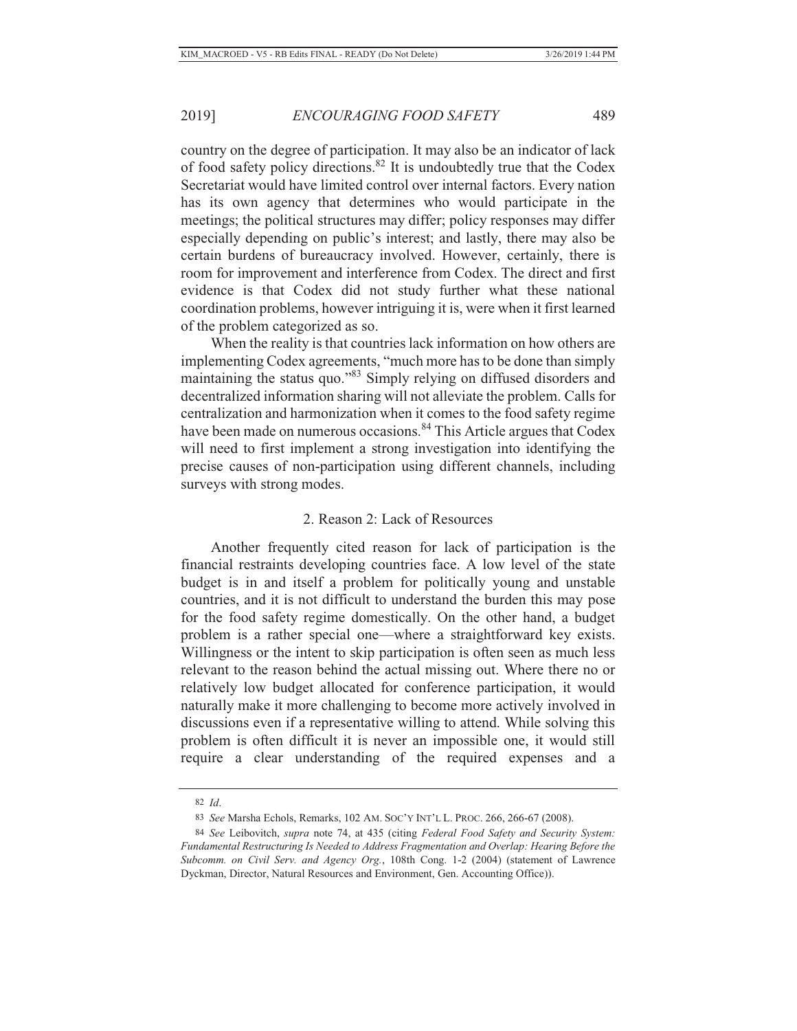country on the degree of participation. It may also be an indicator of lack of food safety policy directions.[82] It is undoubtedly true that the Codex Secretariat would have limited control over internal factors. Every nation has its own agency that determines who would participate in the meetings; the political structures may differ; policy responses may differ especially depending on public's interest; and lastly, there may also be certain burdens of bureaucracy involved. However, certainly, there is room for improvement and interference from Codex. The direct and first evidence is that Codex did not study further what these national coordination problems, however intriguing it is, were when it first learned of the problem categorized as so.

When the reality is that countries lack information on how others are implementing Codex agreements, "much more has to be done than simply maintaining the status quo."[83] Simply relying on diffused disorders and decentralized information sharing will not alleviate the problem. Calls for centralization and harmonization when it comes to the food safety regime have been made on numerous occasions.[84] This Article argues that Codex will need to first implement a strong investigation into identifying the precise causes of non-participation using different channels, including surveys with strong modes.

### 2. Reason 2: Lack of Resources

Another frequently cited reason for lack of participation is the financial restraints developing countries face. A low level of the state budget is in and itself a problem for politically young and unstable countries, and it is not difficult to understand the burden this may pose for the food safety regime domestically. On the other hand, a budget problem is a rather special one—where a straightforward key exists. Willingness or the intent to skip participation is often seen as much less relevant to the reason behind the actual missing out. Where there no or relatively low budget allocated for conference participation, it would naturally make it more challenging to become more actively involved in discussions even if a representative willing to attend. While solving this problem is often difficult it is never an impossible one, it would still require a clear understanding of the required expenses and a

---

82 *Id*.

83 *See* Marsha Echols, Remarks, 102 AM. SOC'Y INT'L L. PROC. 266, 266-67 (2008).

84 *See* Leibovitch, *supra* note 74, at 435 (citing *Federal Food Safety and Security System: Fundamental Restructuring Is Needed to Address Fragmentation and Overlap: Hearing Before the Subcomm. on Civil Serv. and Agency Org.*, 108th Cong. 1-2 (2004) (statement of Lawrence Dyckman, Director, Natural Resources and Environment, Gen. Accounting Office)).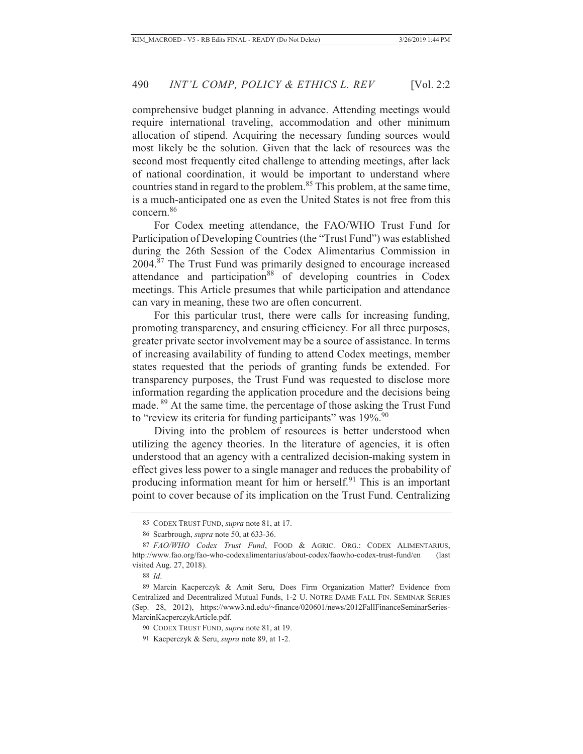comprehensive budget planning in advance. Attending meetings would require international traveling, accommodation and other minimum allocation of stipend. Acquiring the necessary funding sources would most likely be the solution. Given that the lack of resources was the second most frequently cited challenge to attending meetings, after lack of national coordination, it would be important to understand where countries stand in regard to the problem.[85] This problem, at the same time, is a much-anticipated one as even the United States is not free from this concern.[86]

For Codex meeting attendance, the FAO/WHO Trust Fund for Participation of Developing Countries (the "Trust Fund") was established during the 26th Session of the Codex Alimentarius Commission in 2004.[87] The Trust Fund was primarily designed to encourage increased attendance and participation[88] of developing countries in Codex meetings. This Article presumes that while participation and attendance can vary in meaning, these two are often concurrent.

For this particular trust, there were calls for increasing funding, promoting transparency, and ensuring efficiency. For all three purposes, greater private sector involvement may be a source of assistance. In terms of increasing availability of funding to attend Codex meetings, member states requested that the periods of granting funds be extended. For transparency purposes, the Trust Fund was requested to disclose more information regarding the application procedure and the decisions being made.[89] At the same time, the percentage of those asking the Trust Fund to "review its criteria for funding participants" was 19%.[90]

Diving into the problem of resources is better understood when utilizing the agency theories. In the literature of agencies, it is often understood that an agency with a centralized decision-making system in effect gives less power to a single manager and reduces the probability of producing information meant for him or herself.[91] This is an important point to cover because of its implication on the Trust Fund. Centralizing

---

85 CODEX TRUST FUND, *supra* note 81, at 17.

86 Scarbrough, *supra* note 50, at 633-36.

87 *FAO/WHO Codex Trust Fund*, FOOD & AGRIC. ORG.: CODEX ALIMENTARIUS, http://www.fao.org/fao-who-codexalimentarius/about-codex/faowho-codex-trust-fund/en (last visited Aug. 27, 2018).

88 *Id*.

89 Marcin Kacperczyk & Amit Seru, Does Firm Organization Matter? Evidence from Centralized and Decentralized Mutual Funds, 1-2 U. NOTRE DAME FALL FIN. SEMINAR SERIES (Sep. 28, 2012), https://www3.nd.edu/~finance/020601/news/2012FallFinanceSeminarSeries-MarcinKacperczykArticle.pdf.

90 CODEX TRUST FUND, *supra* note 81, at 19.

91 Kacperczyk & Seru, *supra* note 89, at 1-2.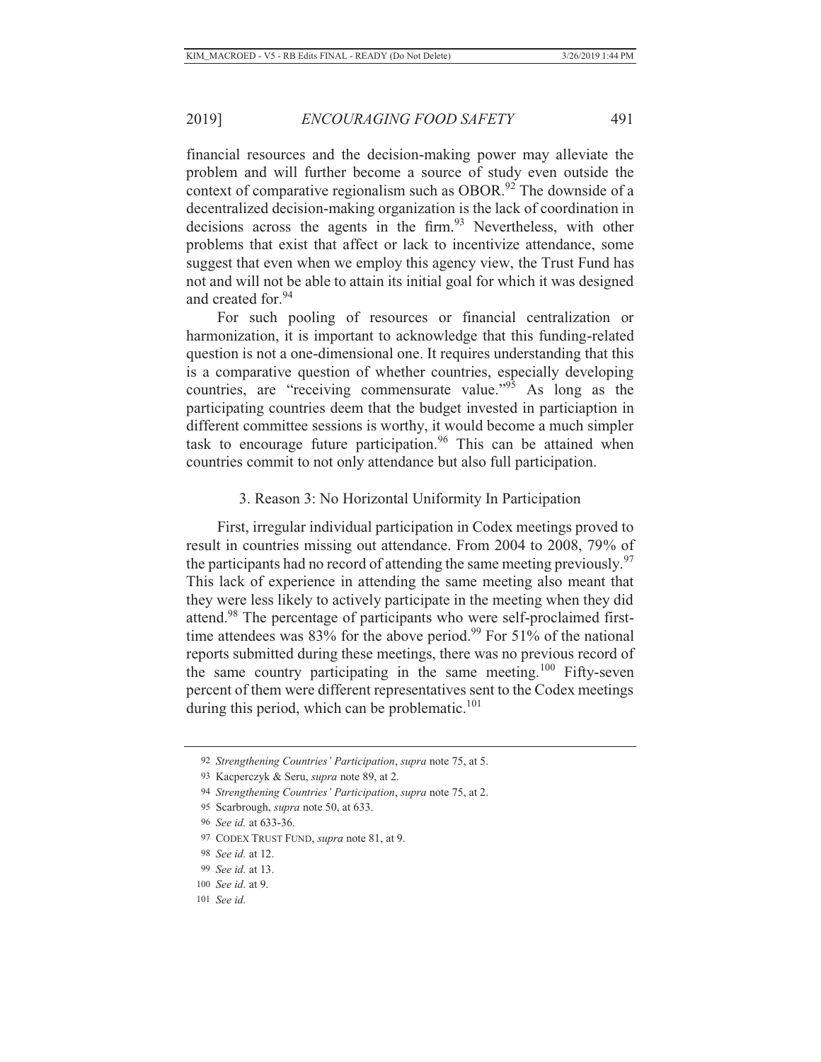financial resources and the decision-making power may alleviate the problem and will further become a source of study even outside the context of comparative regionalism such as OBOR.[92] The downside of a decentralized decision-making organization is the lack of coordination in decisions across the agents in the firm.[93] Nevertheless, with other problems that exist that affect or lack to incentivize attendance, some suggest that even when we employ this agency view, the Trust Fund has not and will not be able to attain its initial goal for which it was designed and created for.[94]

For such pooling of resources or financial centralization or harmonization, it is important to acknowledge that this funding-related question is not a one-dimensional one. It requires understanding that this is a comparative question of whether countries, especially developing countries, are "receiving commensurate value."[95] As long as the participating countries deem that the budget invested in particiaption in different committee sessions is worthy, it would become a much simpler task to encourage future participation.[96] This can be attained when countries commit to not only attendance but also full participation.

### 3. Reason 3: No Horizontal Uniformity In Participation

First, irregular individual participation in Codex meetings proved to result in countries missing out attendance. From 2004 to 2008, 79% of the participants had no record of attending the same meeting previously.[97] This lack of experience in attending the same meeting also meant that they were less likely to actively participate in the meeting when they did attend.[98] The percentage of participants who were self-proclaimed first-time attendees was 83% for the above period.[99] For 51% of the national reports submitted during these meetings, there was no previous record of the same country participating in the same meeting.[100] Fifty-seven percent of them were different representatives sent to the Codex meetings during this period, which can be problematic.[101]

---

92 *Strengthening Countries' Participation*, *supra* note 75, at 5.

93 Kacperczyk & Seru, *supra* note 89, at 2.

94 *Strengthening Countries' Participation*, *supra* note 75, at 2.

95 Scarbrough, *supra* note 50, at 633.

96 *See id.* at 633-36.

97 CODEX TRUST FUND, *supra* note 81, at 9.

98 *See id.* at 12.

99 *See id.* at 13.

100 *See id.* at 9.

101 *See id.*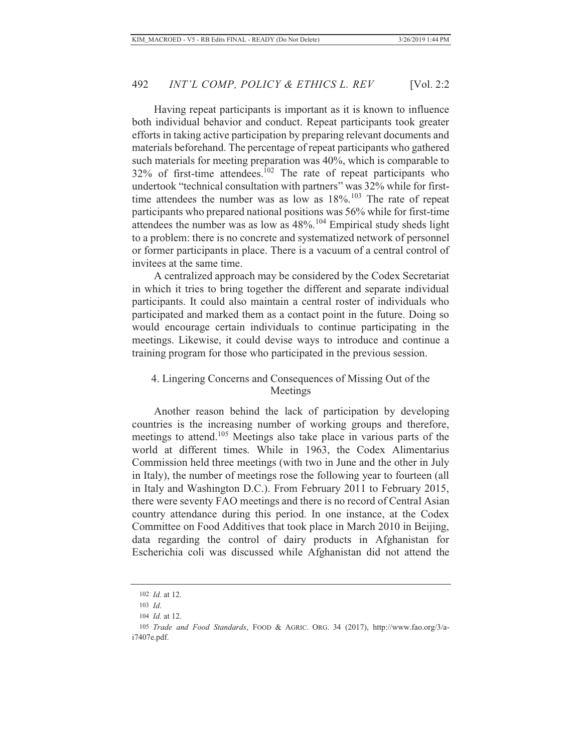Having repeat participants is important as it is known to influence both individual behavior and conduct. Repeat participants took greater efforts in taking active participation by preparing relevant documents and materials beforehand. The percentage of repeat participants who gathered such materials for meeting preparation was 40%, which is comparable to 32% of first-time attendees.[102] The rate of repeat participants who undertook "technical consultation with partners" was 32% while for first-time attendees the number was as low as 18%.[103] The rate of repeat participants who prepared national positions was 56% while for first-time attendees the number was as low as 48%.[104] Empirical study sheds light to a problem: there is no concrete and systematized network of personnel or former participants in place. There is a vacuum of a central control of invitees at the same time.

A centralized approach may be considered by the Codex Secretariat in which it tries to bring together the different and separate individual participants. It could also maintain a central roster of individuals who participated and marked them as a contact point in the future. Doing so would encourage certain individuals to continue participating in the meetings. Likewise, it could devise ways to introduce and continue a training program for those who participated in the previous session.

#### 4. Lingering Concerns and Consequences of Missing Out of the Meetings

Another reason behind the lack of participation by developing countries is the increasing number of working groups and therefore, meetings to attend.[105] Meetings also take place in various parts of the world at different times. While in 1963, the Codex Alimentarius Commission held three meetings (with two in June and the other in July in Italy), the number of meetings rose the following year to fourteen (all in Italy and Washington D.C.). From February 2011 to February 2015, there were seventy FAO meetings and there is no record of Central Asian country attendance during this period. In one instance, at the Codex Committee on Food Additives that took place in March 2010 in Beijing, data regarding the control of dairy products in Afghanistan for Escherichia coli was discussed while Afghanistan did not attend the

---

102 *Id.* at 12.

103 *Id*.

104 *Id.* at 12.

105 *Trade and Food Standards*, FOOD & AGRIC. ORG. 34 (2017), http://www.fao.org/3/a-i7407e.pdf.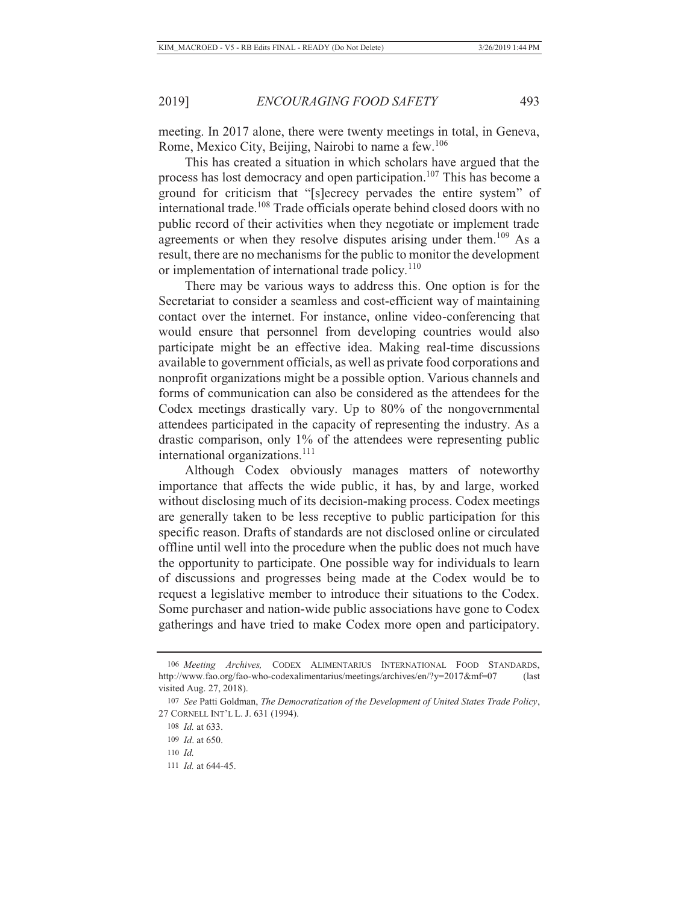meeting. In 2017 alone, there were twenty meetings in total, in Geneva, Rome, Mexico City, Beijing, Nairobi to name a few.[106]

This has created a situation in which scholars have argued that the process has lost democracy and open participation.[107] This has become a ground for criticism that "[s]ecrecy pervades the entire system" of international trade.[108] Trade officials operate behind closed doors with no public record of their activities when they negotiate or implement trade agreements or when they resolve disputes arising under them.[109] As a result, there are no mechanisms for the public to monitor the development or implementation of international trade policy.[110]

There may be various ways to address this. One option is for the Secretariat to consider a seamless and cost-efficient way of maintaining contact over the internet. For instance, online video-conferencing that would ensure that personnel from developing countries would also participate might be an effective idea. Making real-time discussions available to government officials, as well as private food corporations and nonprofit organizations might be a possible option. Various channels and forms of communication can also be considered as the attendees for the Codex meetings drastically vary. Up to 80% of the nongovernmental attendees participated in the capacity of representing the industry. As a drastic comparison, only 1% of the attendees were representing public international organizations.[111]

Although Codex obviously manages matters of noteworthy importance that affects the wide public, it has, by and large, worked without disclosing much of its decision-making process. Codex meetings are generally taken to be less receptive to public participation for this specific reason. Drafts of standards are not disclosed online or circulated offline until well into the procedure when the public does not much have the opportunity to participate. One possible way for individuals to learn of discussions and progresses being made at the Codex would be to request a legislative member to introduce their situations to the Codex. Some purchaser and nation-wide public associations have gone to Codex gatherings and have tried to make Codex more open and participatory.

---

106 *Meeting Archives,* CODEX ALIMENTARIUS INTERNATIONAL FOOD STANDARDS, http://www.fao.org/fao-who-codexalimentarius/meetings/archives/en/?y=2017&mf=07 (last visited Aug. 27, 2018).

107 *See* Patti Goldman, *The Democratization of the Development of United States Trade Policy*, 27 CORNELL INT'L L. J. 631 (1994).

108 *Id.* at 633.

109 *Id*. at 650.

110 *Id.*

111 *Id.* at 644-45.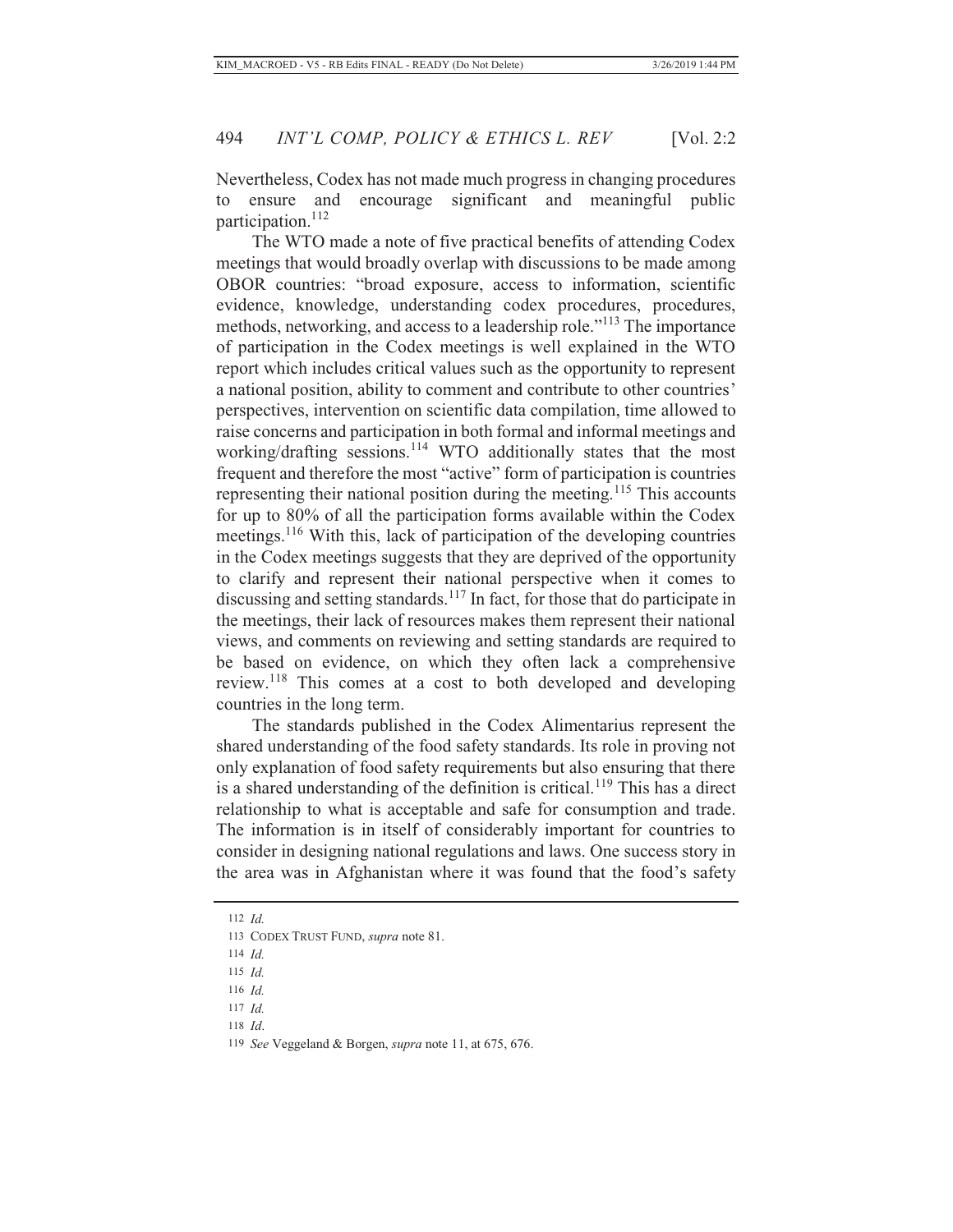Nevertheless, Codex has not made much progress in changing procedures to ensure and encourage significant and meaningful public participation.[112]

The WTO made a note of five practical benefits of attending Codex meetings that would broadly overlap with discussions to be made among OBOR countries: "broad exposure, access to information, scientific evidence, knowledge, understanding codex procedures, procedures, methods, networking, and access to a leadership role."[113] The importance of participation in the Codex meetings is well explained in the WTO report which includes critical values such as the opportunity to represent a national position, ability to comment and contribute to other countries' perspectives, intervention on scientific data compilation, time allowed to raise concerns and participation in both formal and informal meetings and working/drafting sessions.[114] WTO additionally states that the most frequent and therefore the most "active" form of participation is countries representing their national position during the meeting.[115] This accounts for up to 80% of all the participation forms available within the Codex meetings.[116] With this, lack of participation of the developing countries in the Codex meetings suggests that they are deprived of the opportunity to clarify and represent their national perspective when it comes to discussing and setting standards.[117] In fact, for those that do participate in the meetings, their lack of resources makes them represent their national views, and comments on reviewing and setting standards are required to be based on evidence, on which they often lack a comprehensive review.[118] This comes at a cost to both developed and developing countries in the long term.

The standards published in the Codex Alimentarius represent the shared understanding of the food safety standards. Its role in proving not only explanation of food safety requirements but also ensuring that there is a shared understanding of the definition is critical.[119] This has a direct relationship to what is acceptable and safe for consumption and trade. The information is in itself of considerably important for countries to consider in designing national regulations and laws. One success story in the area was in Afghanistan where it was found that the food's safety

112 *Id.*

113 CODEX TRUST FUND, *supra* note 81.

114 *Id.*

115 *Id.*

116 *Id.*

117 *Id.*

118 *Id*.

119 *See* Veggeland & Borgen, *supra* note 11, at 675, 676.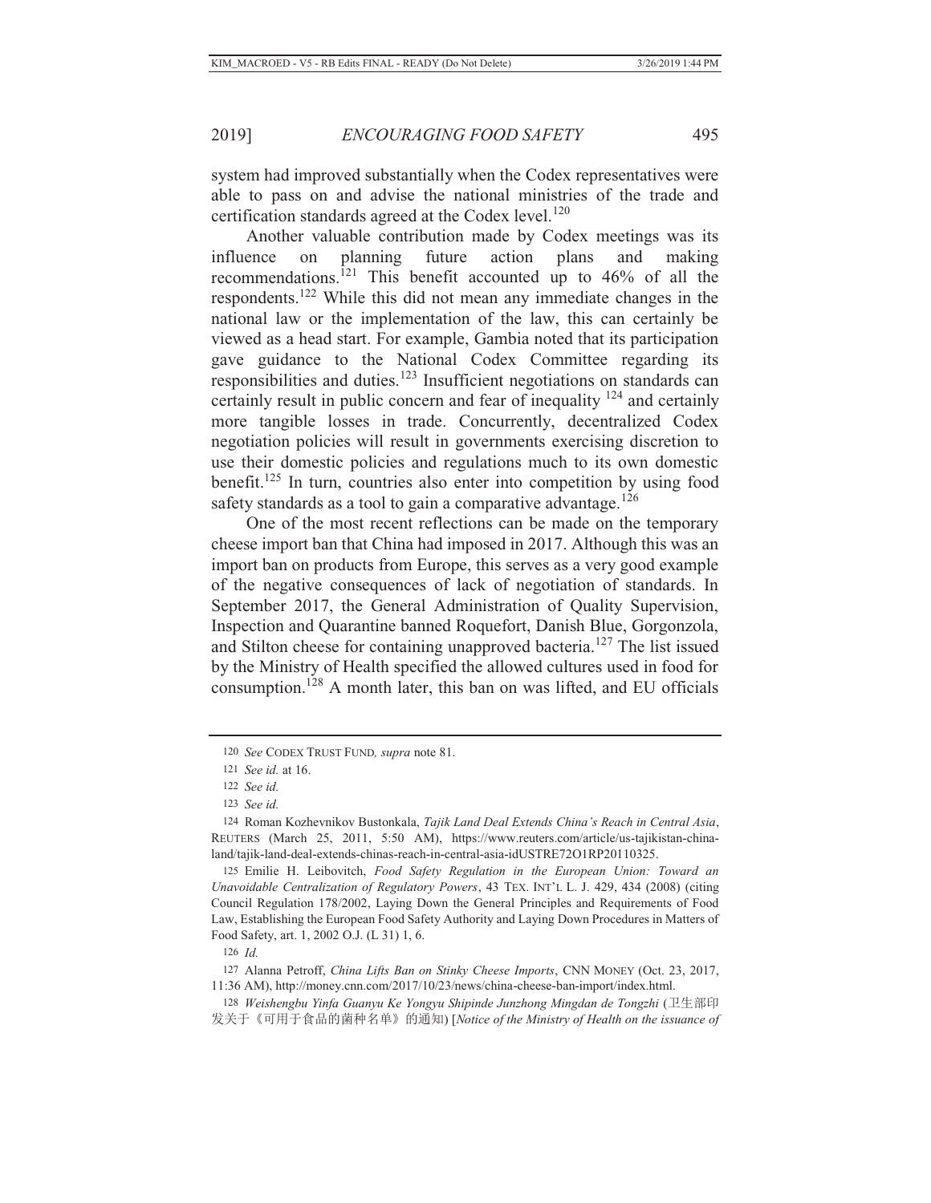system had improved substantially when the Codex representatives were able to pass on and advise the national ministries of the trade and certification standards agreed at the Codex level.[120]

Another valuable contribution made by Codex meetings was its influence on planning future action plans and making recommendations.[121] This benefit accounted up to 46% of all the respondents.[122] While this did not mean any immediate changes in the national law or the implementation of the law, this can certainly be viewed as a head start. For example, Gambia noted that its participation gave guidance to the National Codex Committee regarding its responsibilities and duties.[123] Insufficient negotiations on standards can certainly result in public concern and fear of inequality [124] and certainly more tangible losses in trade. Concurrently, decentralized Codex negotiation policies will result in governments exercising discretion to use their domestic policies and regulations much to its own domestic benefit.[125] In turn, countries also enter into competition by using food safety standards as a tool to gain a comparative advantage.[126]

One of the most recent reflections can be made on the temporary cheese import ban that China had imposed in 2017. Although this was an import ban on products from Europe, this serves as a very good example of the negative consequences of lack of negotiation of standards. In September 2017, the General Administration of Quality Supervision, Inspection and Quarantine banned Roquefort, Danish Blue, Gorgonzola, and Stilton cheese for containing unapproved bacteria.[127] The list issued by the Ministry of Health specified the allowed cultures used in food for consumption.[128] A month later, this ban on was lifted, and EU officials

---

120 *See* CODEX TRUST FUND*, supra* note 81.

121 *See id.* at 16.

122 *See id.*

123 *See id.*

124 Roman Kozhevnikov Bustonkala, *Tajik Land Deal Extends China's Reach in Central Asia*, REUTERS (March 25, 2011, 5:50 AM), https://www.reuters.com/article/us-tajikistan-china-land/tajik-land-deal-extends-chinas-reach-in-central-asia-idUSTRE72O1RP20110325.

125 Emilie H. Leibovitch, *Food Safety Regulation in the European Union: Toward an Unavoidable Centralization of Regulatory Powers*, 43 TEX. INT'L L. J. 429, 434 (2008) (citing Council Regulation 178/2002, Laying Down the General Principles and Requirements of Food Law, Establishing the European Food Safety Authority and Laying Down Procedures in Matters of Food Safety, art. 1, 2002 O.J. (L 31) 1, 6.

126 *Id.*

127 Alanna Petroff, *China Lifts Ban on Stinky Cheese Imports*, CNN MONEY (Oct. 23, 2017, 11:36 AM), http://money.cnn.com/2017/10/23/news/china-cheese-ban-import/index.html.

128 *Weishengbu Yinfa Guanyu Ke Yongyu Shipinde Junzhong Mingdan de Tongzhi* (卫生部印发关于《可用于食品的菌种名单》的通知) [*Notice of the Ministry of Health on the issuance of*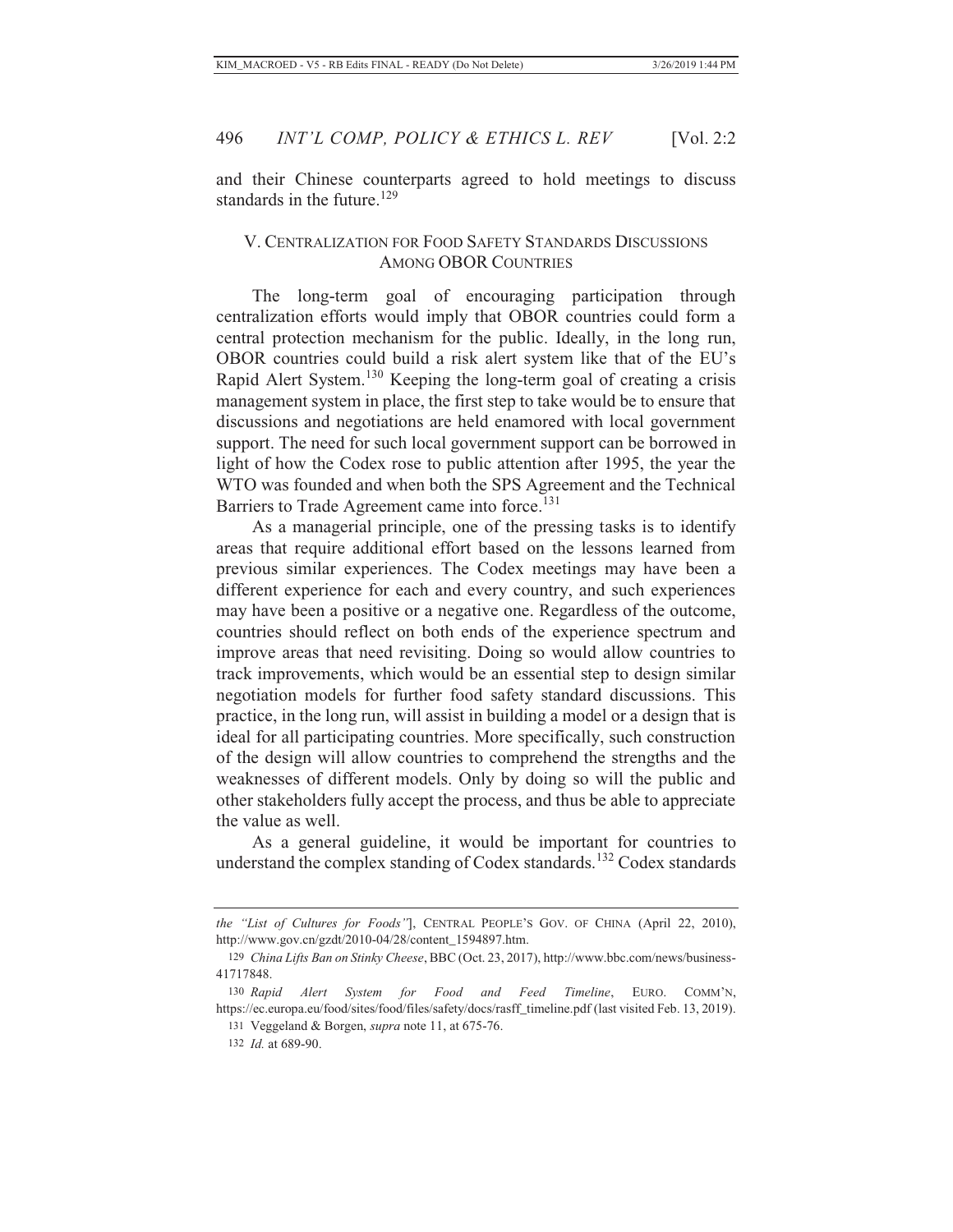and their Chinese counterparts agreed to hold meetings to discuss standards in the future.[129]

## V. CENTRALIZATION FOR FOOD SAFETY STANDARDS DISCUSSIONS AMONG OBOR COUNTRIES

The long-term goal of encouraging participation through centralization efforts would imply that OBOR countries could form a central protection mechanism for the public. Ideally, in the long run, OBOR countries could build a risk alert system like that of the EU's Rapid Alert System.[130] Keeping the long-term goal of creating a crisis management system in place, the first step to take would be to ensure that discussions and negotiations are held enamored with local government support. The need for such local government support can be borrowed in light of how the Codex rose to public attention after 1995, the year the WTO was founded and when both the SPS Agreement and the Technical Barriers to Trade Agreement came into force.[131]

As a managerial principle, one of the pressing tasks is to identify areas that require additional effort based on the lessons learned from previous similar experiences. The Codex meetings may have been a different experience for each and every country, and such experiences may have been a positive or a negative one. Regardless of the outcome, countries should reflect on both ends of the experience spectrum and improve areas that need revisiting. Doing so would allow countries to track improvements, which would be an essential step to design similar negotiation models for further food safety standard discussions. This practice, in the long run, will assist in building a model or a design that is ideal for all participating countries. More specifically, such construction of the design will allow countries to comprehend the strengths and the weaknesses of different models. Only by doing so will the public and other stakeholders fully accept the process, and thus be able to appreciate the value as well.

As a general guideline, it would be important for countries to understand the complex standing of Codex standards.[132] Codex standards

---

*the "List of Cultures for Foods"*], CENTRAL PEOPLE'S GOV. OF CHINA (April 22, 2010), http://www.gov.cn/gzdt/2010-04/28/content_1594897.htm.

129 *China Lifts Ban on Stinky Cheese*, BBC (Oct. 23, 2017), http://www.bbc.com/news/business-41717848.

130 *Rapid Alert System for Food and Feed Timeline*, EURO. COMM'N, https://ec.europa.eu/food/sites/food/files/safety/docs/rasff_timeline.pdf (last visited Feb. 13, 2019).

131 Veggeland & Borgen, *supra* note 11, at 675-76.

132 *Id.* at 689-90.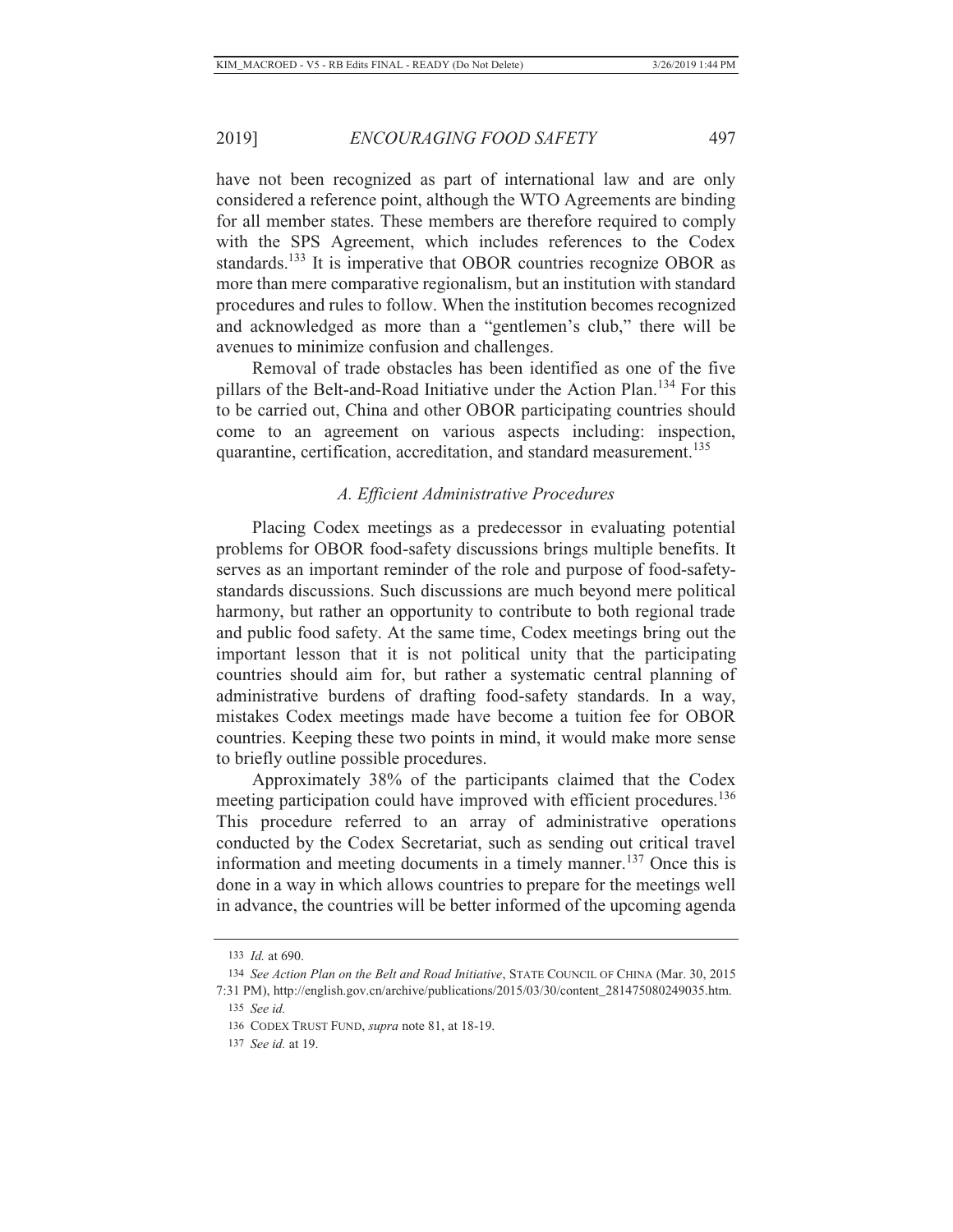have not been recognized as part of international law and are only considered a reference point, although the WTO Agreements are binding for all member states. These members are therefore required to comply with the SPS Agreement, which includes references to the Codex standards.[133] It is imperative that OBOR countries recognize OBOR as more than mere comparative regionalism, but an institution with standard procedures and rules to follow. When the institution becomes recognized and acknowledged as more than a "gentlemen's club," there will be avenues to minimize confusion and challenges.

Removal of trade obstacles has been identified as one of the five pillars of the Belt-and-Road Initiative under the Action Plan.[134] For this to be carried out, China and other OBOR participating countries should come to an agreement on various aspects including: inspection, quarantine, certification, accreditation, and standard measurement.[135]

### *A. Efficient Administrative Procedures*

Placing Codex meetings as a predecessor in evaluating potential problems for OBOR food-safety discussions brings multiple benefits. It serves as an important reminder of the role and purpose of food-safety-standards discussions. Such discussions are much beyond mere political harmony, but rather an opportunity to contribute to both regional trade and public food safety. At the same time, Codex meetings bring out the important lesson that it is not political unity that the participating countries should aim for, but rather a systematic central planning of administrative burdens of drafting food-safety standards. In a way, mistakes Codex meetings made have become a tuition fee for OBOR countries. Keeping these two points in mind, it would make more sense to briefly outline possible procedures.

Approximately 38% of the participants claimed that the Codex meeting participation could have improved with efficient procedures.[136] This procedure referred to an array of administrative operations conducted by the Codex Secretariat, such as sending out critical travel information and meeting documents in a timely manner.[137] Once this is done in a way in which allows countries to prepare for the meetings well in advance, the countries will be better informed of the upcoming agenda

---

133 *Id.* at 690.

134 *See Action Plan on the Belt and Road Initiative*, STATE COUNCIL OF CHINA (Mar. 30, 2015 7:31 PM), http://english.gov.cn/archive/publications/2015/03/30/content_281475080249035.htm.

135 *See id.*

136 CODEX TRUST FUND, *supra* note 81, at 18-19.

137 *See id.* at 19.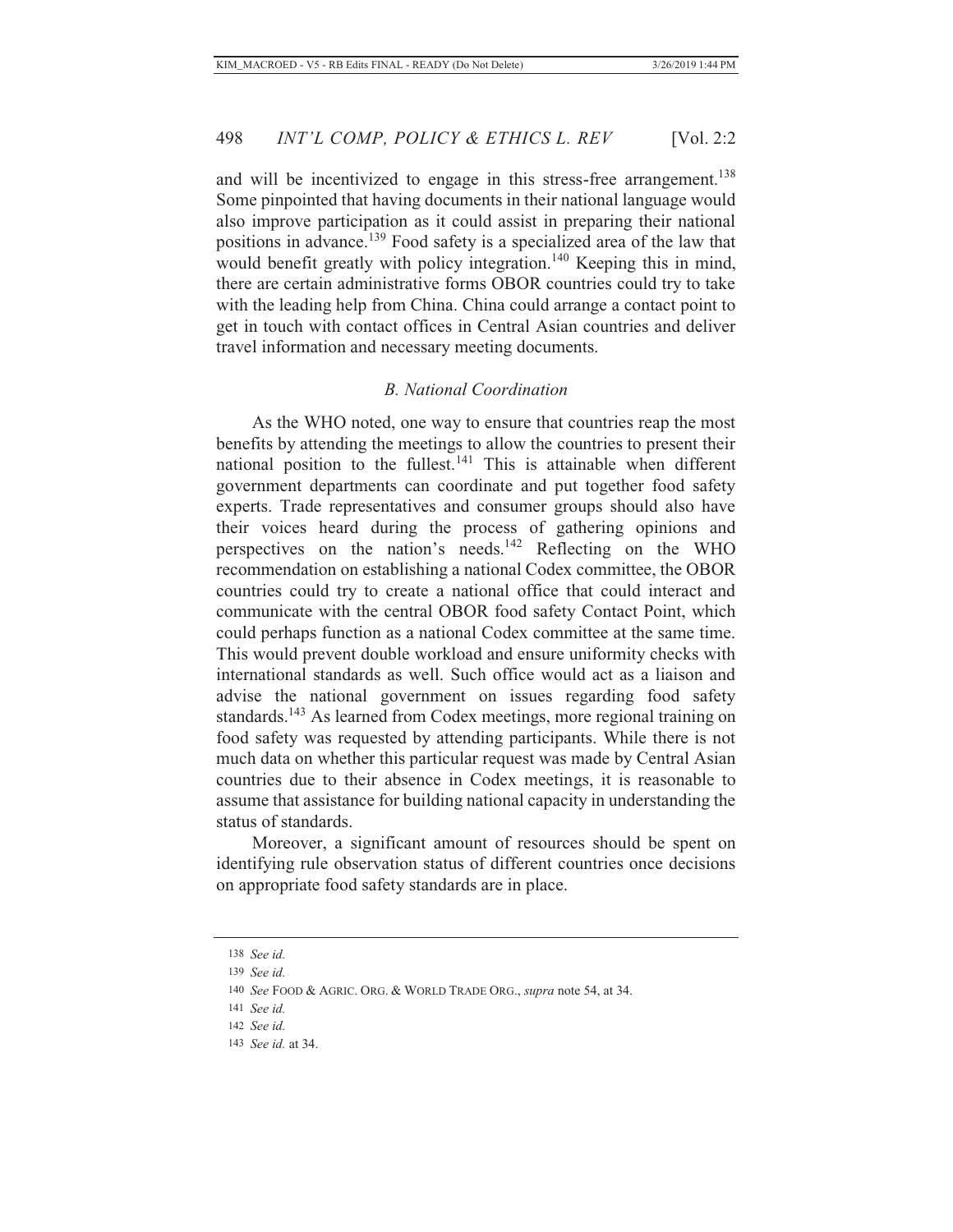and will be incentivized to engage in this stress-free arrangement.[138] Some pinpointed that having documents in their national language would also improve participation as it could assist in preparing their national positions in advance.[139] Food safety is a specialized area of the law that would benefit greatly with policy integration.[140] Keeping this in mind, there are certain administrative forms OBOR countries could try to take with the leading help from China. China could arrange a contact point to get in touch with contact offices in Central Asian countries and deliver travel information and necessary meeting documents.

### *B. National Coordination*

As the WHO noted, one way to ensure that countries reap the most benefits by attending the meetings to allow the countries to present their national position to the fullest.[141] This is attainable when different government departments can coordinate and put together food safety experts. Trade representatives and consumer groups should also have their voices heard during the process of gathering opinions and perspectives on the nation's needs.[142] Reflecting on the WHO recommendation on establishing a national Codex committee, the OBOR countries could try to create a national office that could interact and communicate with the central OBOR food safety Contact Point, which could perhaps function as a national Codex committee at the same time. This would prevent double workload and ensure uniformity checks with international standards as well. Such office would act as a liaison and advise the national government on issues regarding food safety standards.[143] As learned from Codex meetings, more regional training on food safety was requested by attending participants. While there is not much data on whether this particular request was made by Central Asian countries due to their absence in Codex meetings, it is reasonable to assume that assistance for building national capacity in understanding the status of standards.

Moreover, a significant amount of resources should be spent on identifying rule observation status of different countries once decisions on appropriate food safety standards are in place.

---

138 *See id.*

139 *See id.*

140 *See* FOOD & AGRIC. ORG. & WORLD TRADE ORG., *supra* note 54, at 34.

141 *See id.*

142 *See id.*

143 *See id.* at 34.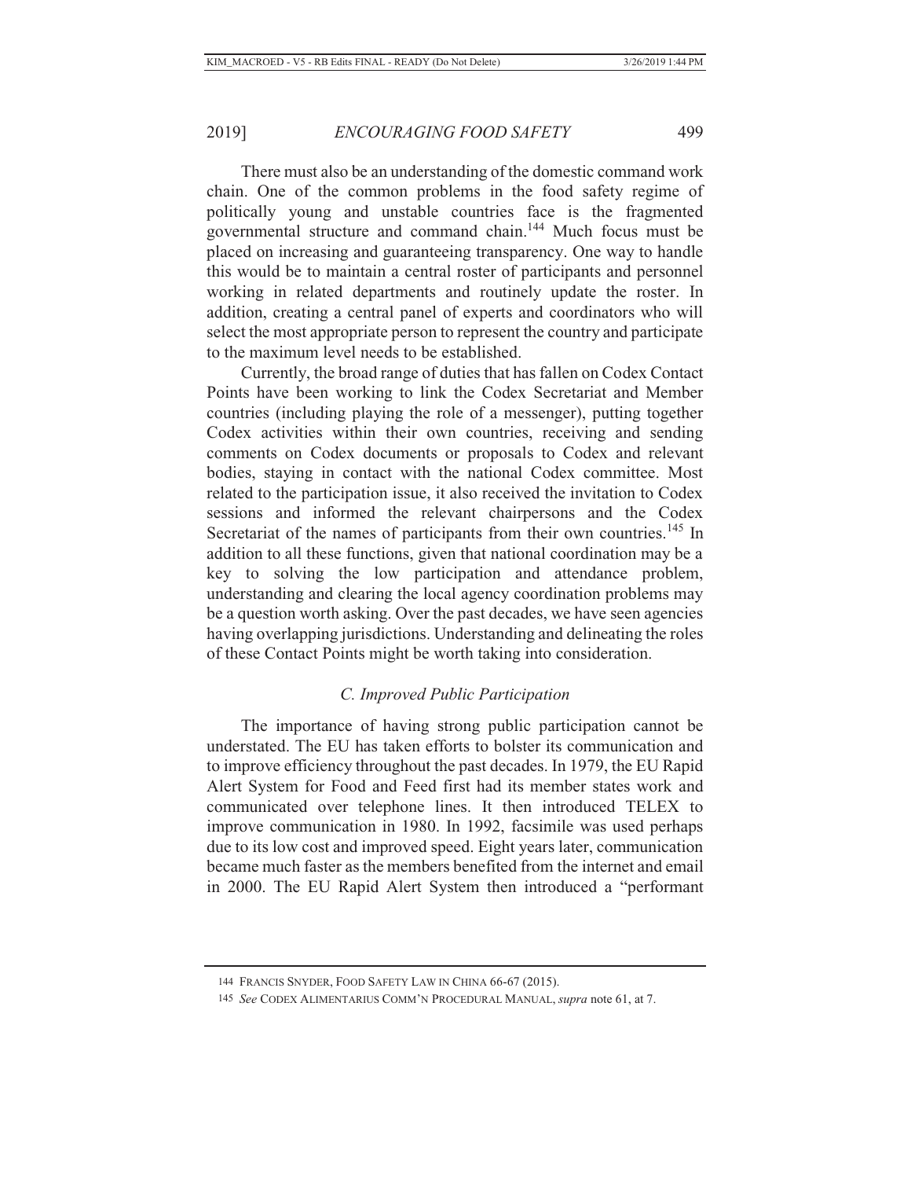There must also be an understanding of the domestic command work chain. One of the common problems in the food safety regime of politically young and unstable countries face is the fragmented governmental structure and command chain.[144] Much focus must be placed on increasing and guaranteeing transparency. One way to handle this would be to maintain a central roster of participants and personnel working in related departments and routinely update the roster. In addition, creating a central panel of experts and coordinators who will select the most appropriate person to represent the country and participate to the maximum level needs to be established.

Currently, the broad range of duties that has fallen on Codex Contact Points have been working to link the Codex Secretariat and Member countries (including playing the role of a messenger), putting together Codex activities within their own countries, receiving and sending comments on Codex documents or proposals to Codex and relevant bodies, staying in contact with the national Codex committee. Most related to the participation issue, it also received the invitation to Codex sessions and informed the relevant chairpersons and the Codex Secretariat of the names of participants from their own countries.[145] In addition to all these functions, given that national coordination may be a key to solving the low participation and attendance problem, understanding and clearing the local agency coordination problems may be a question worth asking. Over the past decades, we have seen agencies having overlapping jurisdictions. Understanding and delineating the roles of these Contact Points might be worth taking into consideration.

### *C. Improved Public Participation*

The importance of having strong public participation cannot be understated. The EU has taken efforts to bolster its communication and to improve efficiency throughout the past decades. In 1979, the EU Rapid Alert System for Food and Feed first had its member states work and communicated over telephone lines. It then introduced TELEX to improve communication in 1980. In 1992, facsimile was used perhaps due to its low cost and improved speed. Eight years later, communication became much faster as the members benefited from the internet and email in 2000. The EU Rapid Alert System then introduced a "performant

---

144 FRANCIS SNYDER, FOOD SAFETY LAW IN CHINA 66-67 (2015).

145 *See* CODEX ALIMENTARIUS COMM'N PROCEDURAL MANUAL, *supra* note 61, at 7.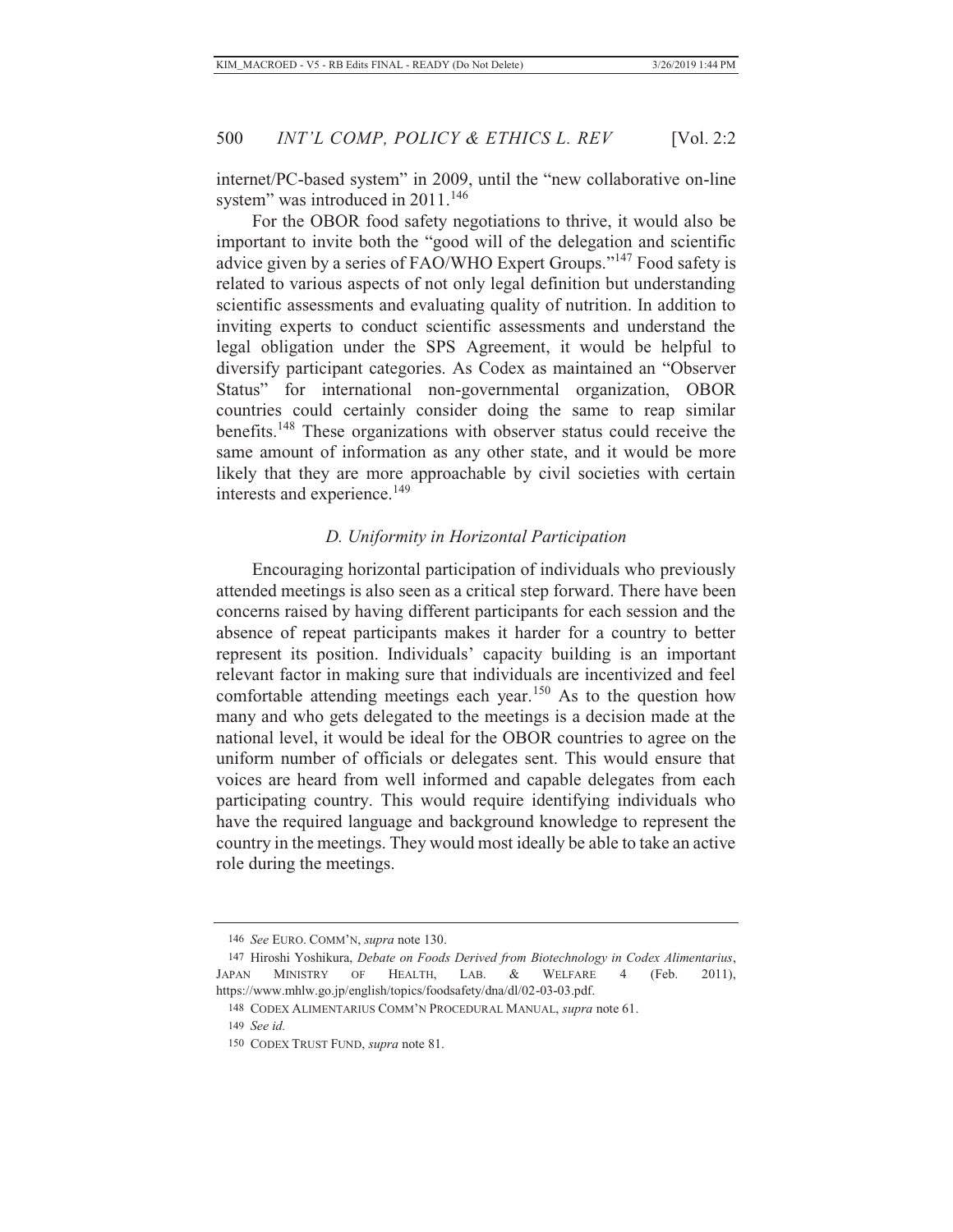internet/PC-based system" in 2009, until the "new collaborative on-line system" was introduced in 2011.[146]

For the OBOR food safety negotiations to thrive, it would also be important to invite both the "good will of the delegation and scientific advice given by a series of FAO/WHO Expert Groups."[147] Food safety is related to various aspects of not only legal definition but understanding scientific assessments and evaluating quality of nutrition. In addition to inviting experts to conduct scientific assessments and understand the legal obligation under the SPS Agreement, it would be helpful to diversify participant categories. As Codex as maintained an "Observer Status" for international non-governmental organization, OBOR countries could certainly consider doing the same to reap similar benefits.[148] These organizations with observer status could receive the same amount of information as any other state, and it would be more likely that they are more approachable by civil societies with certain interests and experience.[149]

### *D. Uniformity in Horizontal Participation*

Encouraging horizontal participation of individuals who previously attended meetings is also seen as a critical step forward. There have been concerns raised by having different participants for each session and the absence of repeat participants makes it harder for a country to better represent its position. Individuals' capacity building is an important relevant factor in making sure that individuals are incentivized and feel comfortable attending meetings each year.[150] As to the question how many and who gets delegated to the meetings is a decision made at the national level, it would be ideal for the OBOR countries to agree on the uniform number of officials or delegates sent. This would ensure that voices are heard from well informed and capable delegates from each participating country. This would require identifying individuals who have the required language and background knowledge to represent the country in the meetings. They would most ideally be able to take an active role during the meetings.

---

146 *See* EURO. COMM'N, *supra* note 130.

147 Hiroshi Yoshikura, *Debate on Foods Derived from Biotechnology in Codex Alimentarius*, JAPAN MINISTRY OF HEALTH, LAB. & WELFARE 4 (Feb. 2011), https://www.mhlw.go.jp/english/topics/foodsafety/dna/dl/02-03-03.pdf.

148 CODEX ALIMENTARIUS COMM'N PROCEDURAL MANUAL, *supra* note 61.

149 *See id.*

150 CODEX TRUST FUND, *supra* note 81.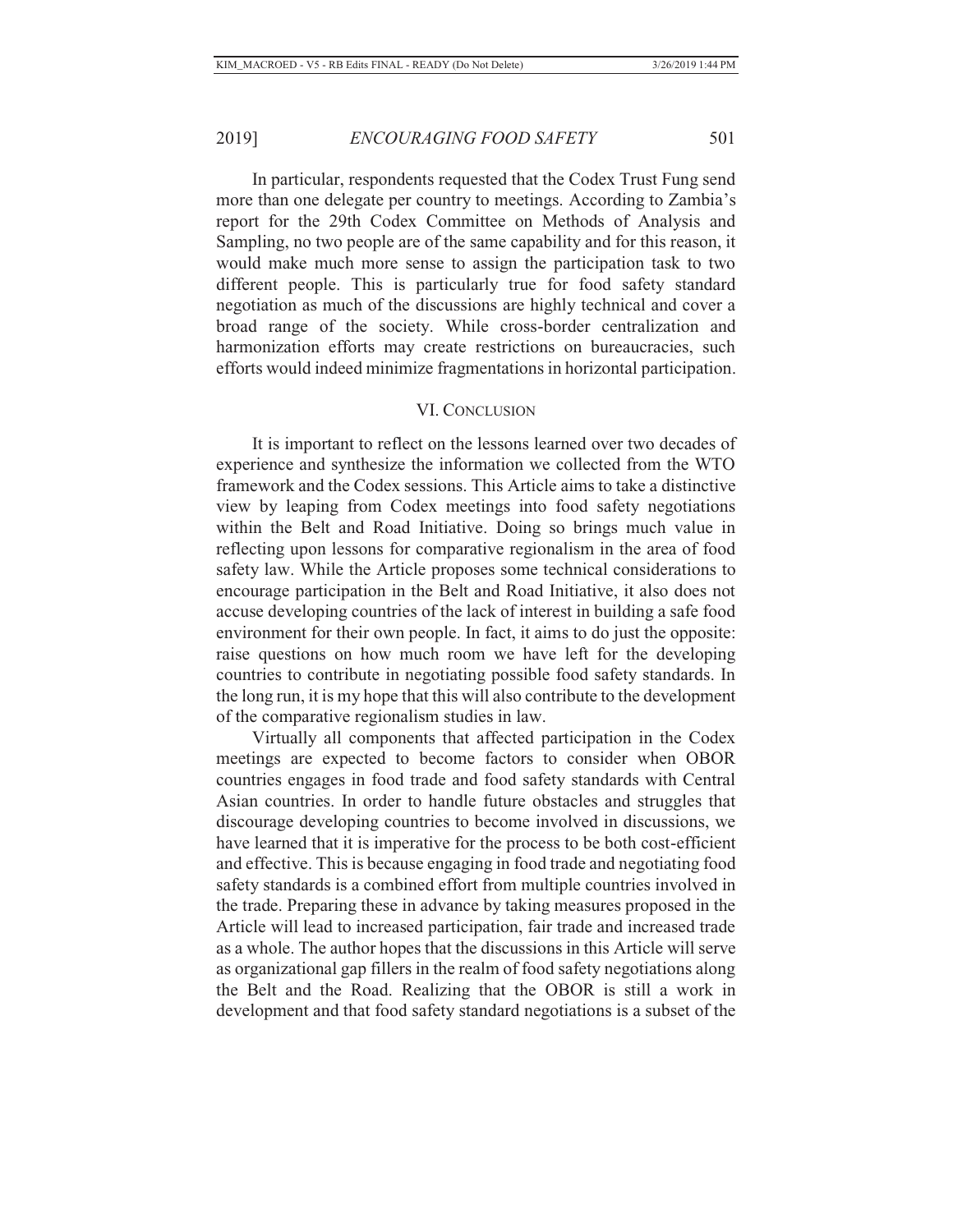In particular, respondents requested that the Codex Trust Fung send more than one delegate per country to meetings. According to Zambia's report for the 29th Codex Committee on Methods of Analysis and Sampling, no two people are of the same capability and for this reason, it would make much more sense to assign the participation task to two different people. This is particularly true for food safety standard negotiation as much of the discussions are highly technical and cover a broad range of the society. While cross-border centralization and harmonization efforts may create restrictions on bureaucracies, such efforts would indeed minimize fragmentations in horizontal participation.

## VI. CONCLUSION

It is important to reflect on the lessons learned over two decades of experience and synthesize the information we collected from the WTO framework and the Codex sessions. This Article aims to take a distinctive view by leaping from Codex meetings into food safety negotiations within the Belt and Road Initiative. Doing so brings much value in reflecting upon lessons for comparative regionalism in the area of food safety law. While the Article proposes some technical considerations to encourage participation in the Belt and Road Initiative, it also does not accuse developing countries of the lack of interest in building a safe food environment for their own people. In fact, it aims to do just the opposite: raise questions on how much room we have left for the developing countries to contribute in negotiating possible food safety standards. In the long run, it is my hope that this will also contribute to the development of the comparative regionalism studies in law.

Virtually all components that affected participation in the Codex meetings are expected to become factors to consider when OBOR countries engages in food trade and food safety standards with Central Asian countries. In order to handle future obstacles and struggles that discourage developing countries to become involved in discussions, we have learned that it is imperative for the process to be both cost-efficient and effective. This is because engaging in food trade and negotiating food safety standards is a combined effort from multiple countries involved in the trade. Preparing these in advance by taking measures proposed in the Article will lead to increased participation, fair trade and increased trade as a whole. The author hopes that the discussions in this Article will serve as organizational gap fillers in the realm of food safety negotiations along the Belt and the Road. Realizing that the OBOR is still a work in development and that food safety standard negotiations is a subset of the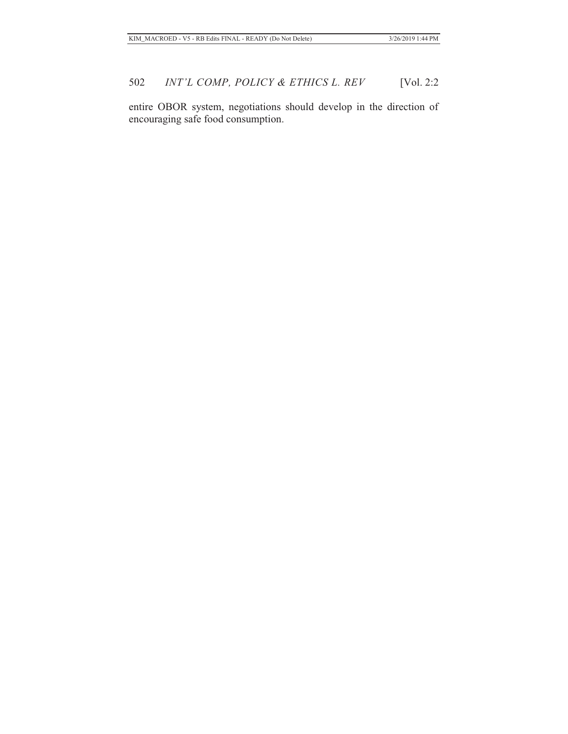entire OBOR system, negotiations should develop in the direction of encouraging safe food consumption.